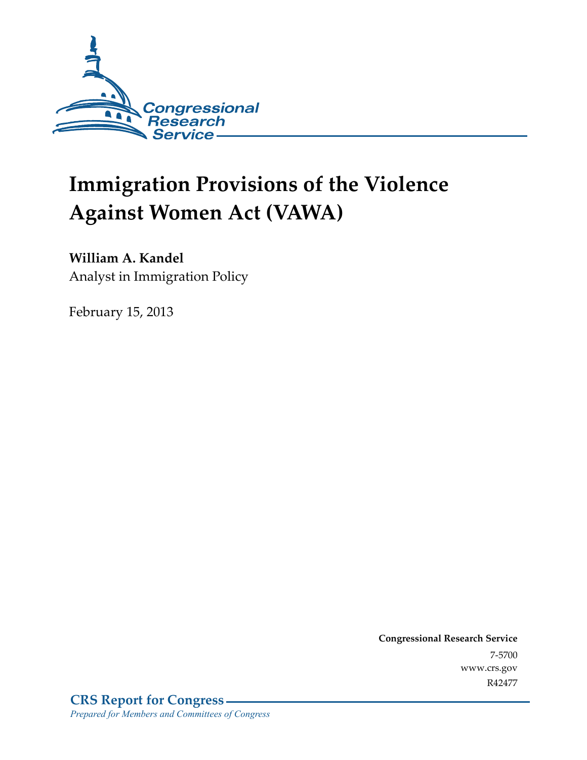Congressional Research Service

# Immigration Provisions of the Violence Against Women Act (VAWA)

**William A. Kandel**
Analyst in Immigration Policy

February 15, 2013

**Congressional Research Service**
7-5700
www.crs.gov
R42477

**CRS Report for Congress**
*Prepared for Members and Committees of Congress*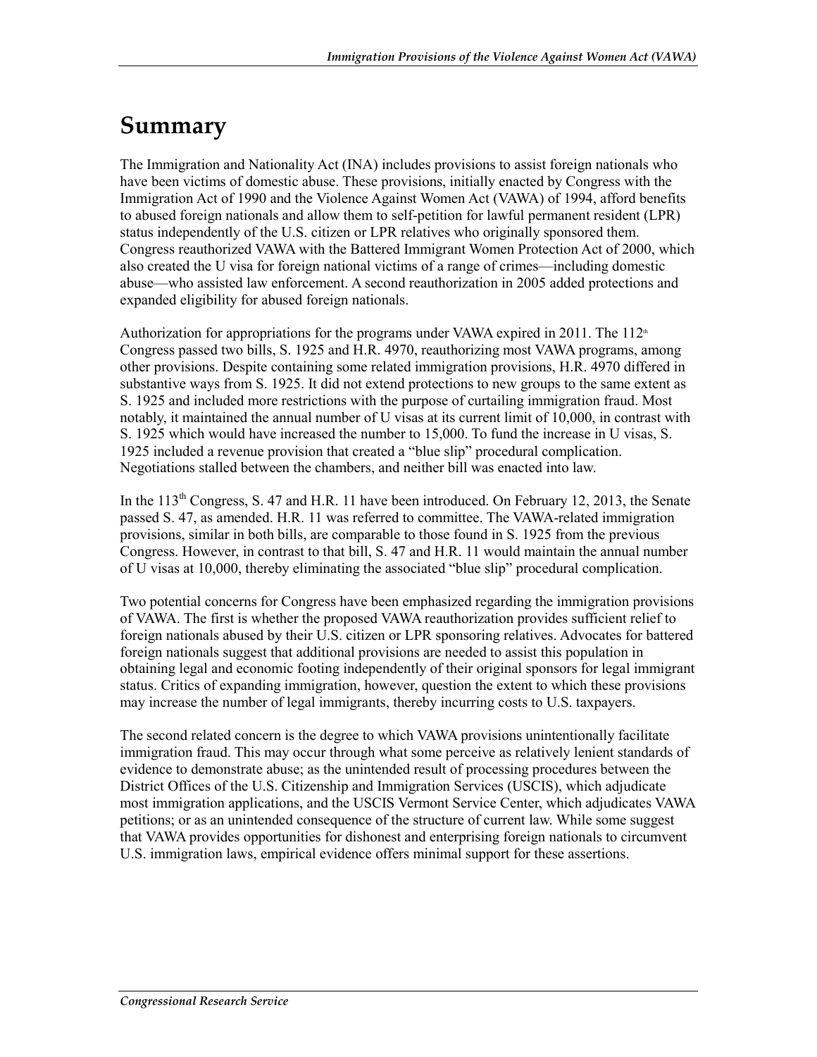# Summary

The Immigration and Nationality Act (INA) includes provisions to assist foreign nationals who have been victims of domestic abuse. These provisions, initially enacted by Congress with the Immigration Act of 1990 and the Violence Against Women Act (VAWA) of 1994, afford benefits to abused foreign nationals and allow them to self-petition for lawful permanent resident (LPR) status independently of the U.S. citizen or LPR relatives who originally sponsored them. Congress reauthorized VAWA with the Battered Immigrant Women Protection Act of 2000, which also created the U visa for foreign national victims of a range of crimes—including domestic abuse—who assisted law enforcement. A second reauthorization in 2005 added protections and expanded eligibility for abused foreign nationals.

Authorization for appropriations for the programs under VAWA expired in 2011. The 112th Congress passed two bills, S. 1925 and H.R. 4970, reauthorizing most VAWA programs, among other provisions. Despite containing some related immigration provisions, H.R. 4970 differed in substantive ways from S. 1925. It did not extend protections to new groups to the same extent as S. 1925 and included more restrictions with the purpose of curtailing immigration fraud. Most notably, it maintained the annual number of U visas at its current limit of 10,000, in contrast with S. 1925 which would have increased the number to 15,000. To fund the increase in U visas, S. 1925 included a revenue provision that created a "blue slip" procedural complication. Negotiations stalled between the chambers, and neither bill was enacted into law.

In the 113th Congress, S. 47 and H.R. 11 have been introduced. On February 12, 2013, the Senate passed S. 47, as amended. H.R. 11 was referred to committee. The VAWA-related immigration provisions, similar in both bills, are comparable to those found in S. 1925 from the previous Congress. However, in contrast to that bill, S. 47 and H.R. 11 would maintain the annual number of U visas at 10,000, thereby eliminating the associated "blue slip" procedural complication.

Two potential concerns for Congress have been emphasized regarding the immigration provisions of VAWA. The first is whether the proposed VAWA reauthorization provides sufficient relief to foreign nationals abused by their U.S. citizen or LPR sponsoring relatives. Advocates for battered foreign nationals suggest that additional provisions are needed to assist this population in obtaining legal and economic footing independently of their original sponsors for legal immigrant status. Critics of expanding immigration, however, question the extent to which these provisions may increase the number of legal immigrants, thereby incurring costs to U.S. taxpayers.

The second related concern is the degree to which VAWA provisions unintentionally facilitate immigration fraud. This may occur through what some perceive as relatively lenient standards of evidence to demonstrate abuse; as the unintended result of processing procedures between the District Offices of the U.S. Citizenship and Immigration Services (USCIS), which adjudicate most immigration applications, and the USCIS Vermont Service Center, which adjudicates VAWA petitions; or as an unintended consequence of the structure of current law. While some suggest that VAWA provides opportunities for dishonest and enterprising foreign nationals to circumvent U.S. immigration laws, empirical evidence offers minimal support for these assertions.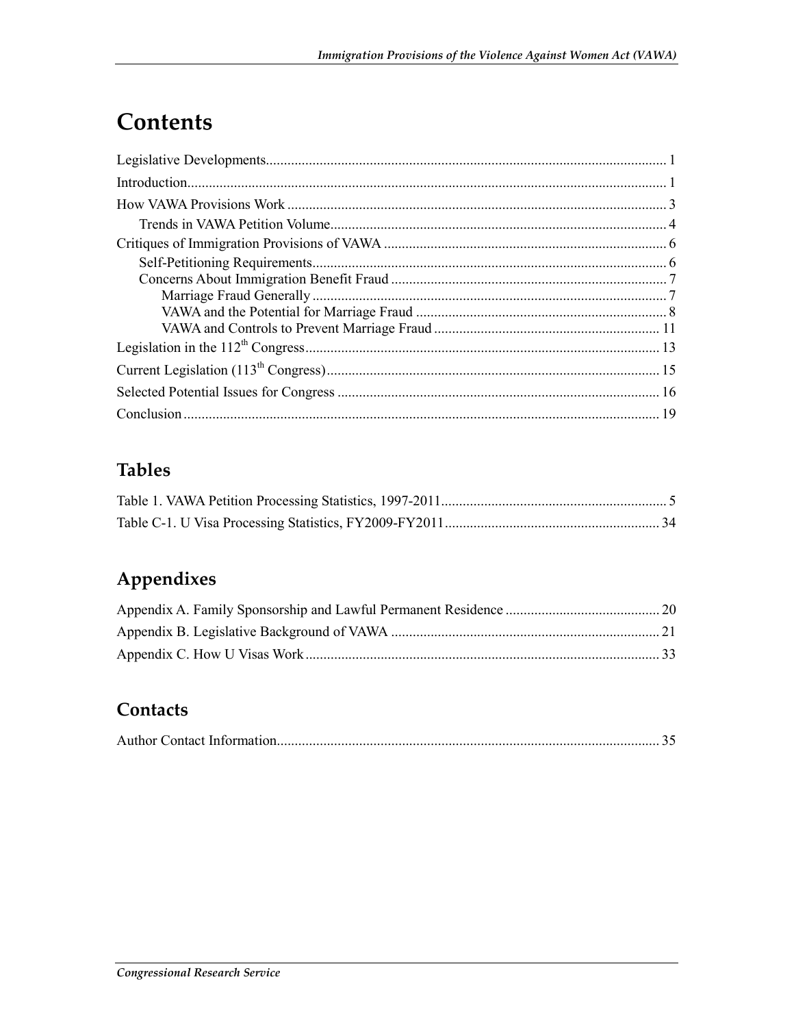# Contents

Legislative Developments............................................................................................................... 1

Introduction..................................................................................................................................... 1

How VAWA Provisions Work ......................................................................................................... 3

- Trends in VAWA Petition Volume............................................................................................. 4

Critiques of Immigration Provisions of VAWA .............................................................................. 6

- Self-Petitioning Requirements.................................................................................................. 6
- Concerns About Immigration Benefit Fraud ............................................................................ 7
  - Marriage Fraud Generally .................................................................................................. 7
  - VAWA and the Potential for Marriage Fraud ..................................................................... 8
  - VAWA and Controls to Prevent Marriage Fraud ............................................................... 11

Legislation in the 112th Congress.................................................................................................. 13

Current Legislation (113th Congress)............................................................................................ 15

Selected Potential Issues for Congress ......................................................................................... 16

Conclusion.................................................................................................................................... 19

## Tables

Table 1. VAWA Petition Processing Statistics, 1997-2011............................................................... 5

Table C-1. U Visa Processing Statistics, FY2009-FY2011............................................................ 34

## Appendixes

Appendix A. Family Sponsorship and Lawful Permanent Residence ........................................... 20

Appendix B. Legislative Background of VAWA .......................................................................... 21

Appendix C. How U Visas Work .................................................................................................. 33

## Contacts

Author Contact Information........................................................................................................... 35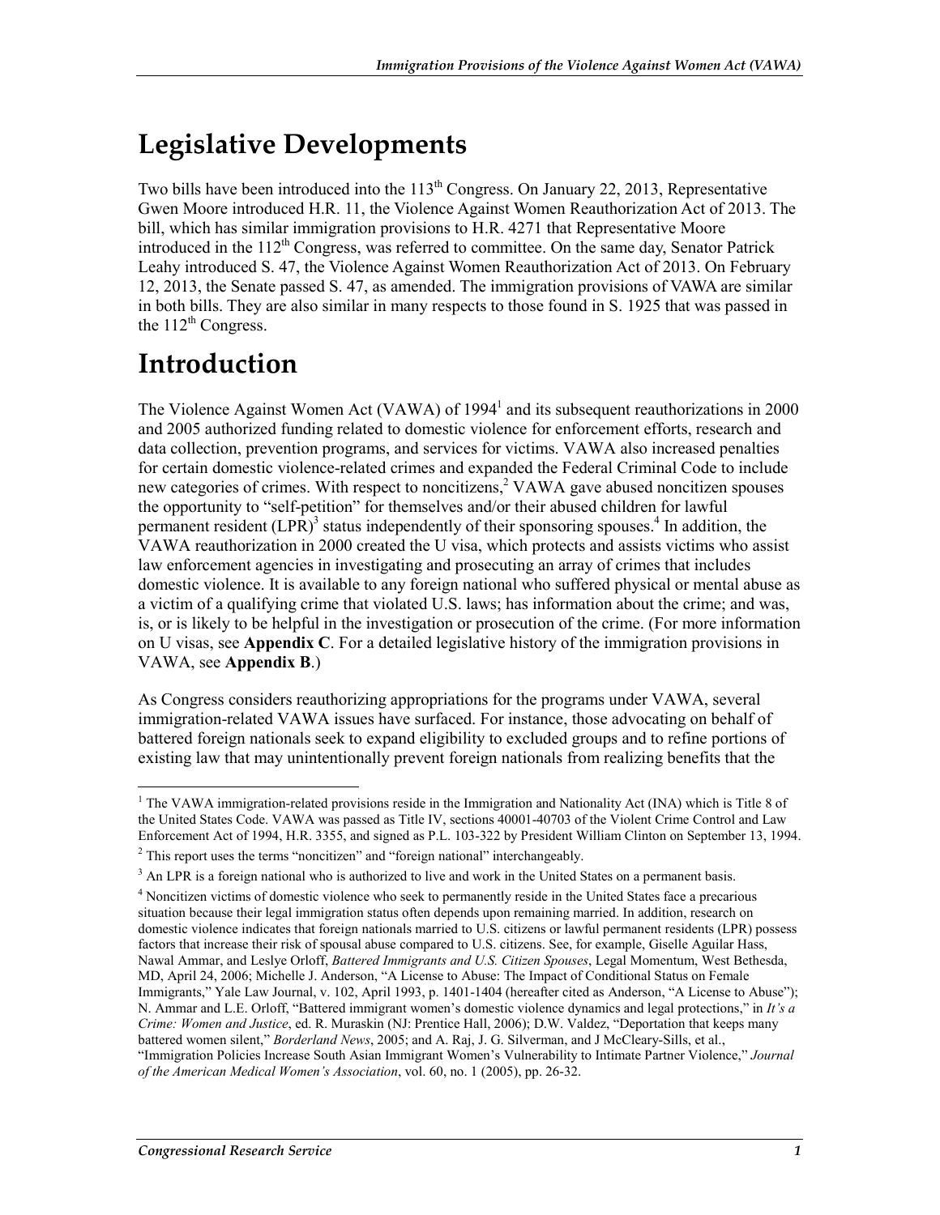# Legislative Developments

Two bills have been introduced into the 113th Congress. On January 22, 2013, Representative Gwen Moore introduced H.R. 11, the Violence Against Women Reauthorization Act of 2013. The bill, which has similar immigration provisions to H.R. 4271 that Representative Moore introduced in the 112th Congress, was referred to committee. On the same day, Senator Patrick Leahy introduced S. 47, the Violence Against Women Reauthorization Act of 2013. On February 12, 2013, the Senate passed S. 47, as amended. The immigration provisions of VAWA are similar in both bills. They are also similar in many respects to those found in S. 1925 that was passed in the 112th Congress.

# Introduction

The Violence Against Women Act (VAWA) of 1994[1] and its subsequent reauthorizations in 2000 and 2005 authorized funding related to domestic violence for enforcement efforts, research and data collection, prevention programs, and services for victims. VAWA also increased penalties for certain domestic violence-related crimes and expanded the Federal Criminal Code to include new categories of crimes. With respect to noncitizens,[2] VAWA gave abused noncitizen spouses the opportunity to "self-petition" for themselves and/or their abused children for lawful permanent resident (LPR)[3] status independently of their sponsoring spouses.[4] In addition, the VAWA reauthorization in 2000 created the U visa, which protects and assists victims who assist law enforcement agencies in investigating and prosecuting an array of crimes that includes domestic violence. It is available to any foreign national who suffered physical or mental abuse as a victim of a qualifying crime that violated U.S. laws; has information about the crime; and was, is, or is likely to be helpful in the investigation or prosecution of the crime. (For more information on U visas, see **Appendix C**. For a detailed legislative history of the immigration provisions in VAWA, see **Appendix B**.)

As Congress considers reauthorizing appropriations for the programs under VAWA, several immigration-related VAWA issues have surfaced. For instance, those advocating on behalf of battered foreign nationals seek to expand eligibility to excluded groups and to refine portions of existing law that may unintentionally prevent foreign nationals from realizing benefits that the

---

[1] The VAWA immigration-related provisions reside in the Immigration and Nationality Act (INA) which is Title 8 of the United States Code. VAWA was passed as Title IV, sections 40001-40703 of the Violent Crime Control and Law Enforcement Act of 1994, H.R. 3355, and signed as P.L. 103-322 by President William Clinton on September 13, 1994.

[2] This report uses the terms "noncitizen" and "foreign national" interchangeably.

[3] An LPR is a foreign national who is authorized to live and work in the United States on a permanent basis.

[4] Noncitizen victims of domestic violence who seek to permanently reside in the United States face a precarious situation because their legal immigration status often depends upon remaining married. In addition, research on domestic violence indicates that foreign nationals married to U.S. citizens or lawful permanent residents (LPR) possess factors that increase their risk of spousal abuse compared to U.S. citizens. See, for example, Giselle Aguilar Hass, Nawal Ammar, and Leslye Orloff, *Battered Immigrants and U.S. Citizen Spouses*, Legal Momentum, West Bethesda, MD, April 24, 2006; Michelle J. Anderson, "A License to Abuse: The Impact of Conditional Status on Female Immigrants," Yale Law Journal, v. 102, April 1993, p. 1401-1404 (hereafter cited as Anderson, "A License to Abuse"); N. Ammar and L.E. Orloff, "Battered immigrant women's domestic violence dynamics and legal protections," in *It's a Crime: Women and Justice*, ed. R. Muraskin (NJ: Prentice Hall, 2006); D.W. Valdez, "Deportation that keeps many battered women silent," *Borderland News*, 2005; and A. Raj, J. G. Silverman, and J McCleary-Sills, et al., "Immigration Policies Increase South Asian Immigrant Women's Vulnerability to Intimate Partner Violence," *Journal of the American Medical Women's Association*, vol. 60, no. 1 (2005), pp. 26-32.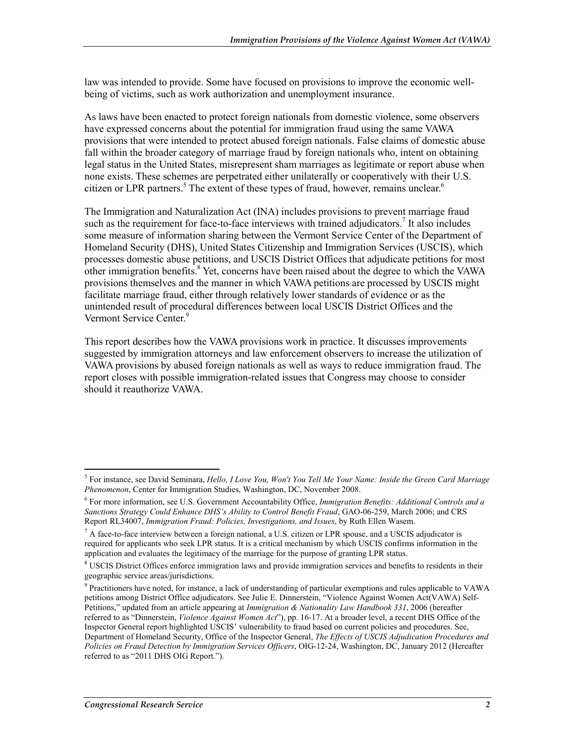law was intended to provide. Some have focused on provisions to improve the economic well-being of victims, such as work authorization and unemployment insurance.

As laws have been enacted to protect foreign nationals from domestic violence, some observers have expressed concerns about the potential for immigration fraud using the same VAWA provisions that were intended to protect abused foreign nationals. False claims of domestic abuse fall within the broader category of marriage fraud by foreign nationals who, intent on obtaining legal status in the United States, misrepresent sham marriages as legitimate or report abuse when none exists. These schemes are perpetrated either unilaterally or cooperatively with their U.S. citizen or LPR partners.[5] The extent of these types of fraud, however, remains unclear.[6]

The Immigration and Naturalization Act (INA) includes provisions to prevent marriage fraud such as the requirement for face-to-face interviews with trained adjudicators.[7] It also includes some measure of information sharing between the Vermont Service Center of the Department of Homeland Security (DHS), United States Citizenship and Immigration Services (USCIS), which processes domestic abuse petitions, and USCIS District Offices that adjudicate petitions for most other immigration benefits.[8] Yet, concerns have been raised about the degree to which the VAWA provisions themselves and the manner in which VAWA petitions are processed by USCIS might facilitate marriage fraud, either through relatively lower standards of evidence or as the unintended result of procedural differences between local USCIS District Offices and the Vermont Service Center.[9]

This report describes how the VAWA provisions work in practice. It discusses improvements suggested by immigration attorneys and law enforcement observers to increase the utilization of VAWA provisions by abused foreign nationals as well as ways to reduce immigration fraud. The report closes with possible immigration-related issues that Congress may choose to consider should it reauthorize VAWA.

---

[5] For instance, see David Seminara, *Hello, I Love You, Won't You Tell Me Your Name: Inside the Green Card Marriage Phenomenon*, Center for Immigration Studies, Washington, DC, November 2008.

[6] For more information, see U.S. Government Accountability Office, *Immigration Benefits: Additional Controls and a Sanctions Strategy Could Enhance DHS's Ability to Control Benefit Fraud*, GAO-06-259, March 2006; and CRS Report RL34007, *Immigration Fraud: Policies, Investigations, and Issues*, by Ruth Ellen Wasem.

[7] A face-to-face interview between a foreign national, a U.S. citizen or LPR spouse, and a USCIS adjudicator is required for applicants who seek LPR status. It is a critical mechanism by which USCIS confirms information in the application and evaluates the legitimacy of the marriage for the purpose of granting LPR status.

[8] USCIS District Offices enforce immigration laws and provide immigration services and benefits to residents in their geographic service areas/jurisdictions.

[9] Practitioners have noted, for instance, a lack of understanding of particular exemptions and rules applicable to VAWA petitions among District Office adjudicators. See Julie E. Dinnerstein, "Violence Against Women Act(VAWA) Self-Petitions," updated from an article appearing at *Immigration & Nationality Law Handbook 331*, 2006 (hereafter referred to as "Dinnerstein, *Violence Against Women Act*"), pp. 16-17. At a broader level, a recent DHS Office of the Inspector General report highlighted USCIS' vulnerability to fraud based on current policies and procedures. See, Department of Homeland Security, Office of the Inspector General, *The Effects of USCIS Adjudication Procedures and Policies on Fraud Detection by Immigration Services Officers*, OIG-12-24, Washington, DC, January 2012 (Hereafter referred to as "2011 DHS OIG Report.").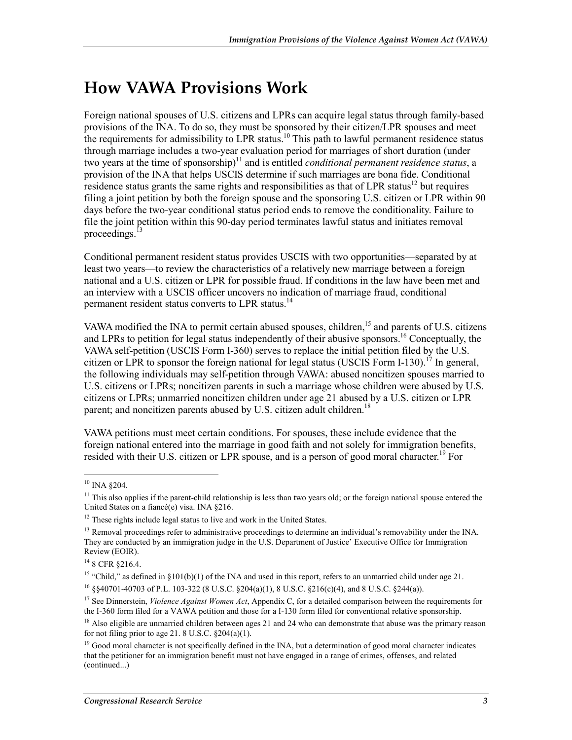# How VAWA Provisions Work

Foreign national spouses of U.S. citizens and LPRs can acquire legal status through family-based provisions of the INA. To do so, they must be sponsored by their citizen/LPR spouses and meet the requirements for admissibility to LPR status.[10] This path to lawful permanent residence status through marriage includes a two-year evaluation period for marriages of short duration (under two years at the time of sponsorship)[11] and is entitled *conditional permanent residence status*, a provision of the INA that helps USCIS determine if such marriages are bona fide. Conditional residence status grants the same rights and responsibilities as that of LPR status[12] but requires filing a joint petition by both the foreign spouse and the sponsoring U.S. citizen or LPR within 90 days before the two-year conditional status period ends to remove the conditionality. Failure to file the joint petition within this 90-day period terminates lawful status and initiates removal proceedings.[13]

Conditional permanent resident status provides USCIS with two opportunities—separated by at least two years—to review the characteristics of a relatively new marriage between a foreign national and a U.S. citizen or LPR for possible fraud. If conditions in the law have been met and an interview with a USCIS officer uncovers no indication of marriage fraud, conditional permanent resident status converts to LPR status.[14]

VAWA modified the INA to permit certain abused spouses, children,[15] and parents of U.S. citizens and LPRs to petition for legal status independently of their abusive sponsors.[16] Conceptually, the VAWA self-petition (USCIS Form I-360) serves to replace the initial petition filed by the U.S. citizen or LPR to sponsor the foreign national for legal status (USCIS Form I-130).[17] In general, the following individuals may self-petition through VAWA: abused noncitizen spouses married to U.S. citizens or LPRs; noncitizen parents in such a marriage whose children were abused by U.S. citizens or LPRs; unmarried noncitizen children under age 21 abused by a U.S. citizen or LPR parent; and noncitizen parents abused by U.S. citizen adult children.[18]

VAWA petitions must meet certain conditions. For spouses, these include evidence that the foreign national entered into the marriage in good faith and not solely for immigration benefits, resided with their U.S. citizen or LPR spouse, and is a person of good moral character.[19] For

---

[10] INA §204.

[11] This also applies if the parent-child relationship is less than two years old; or the foreign national spouse entered the United States on a fiancé(e) visa. INA §216.

[12] These rights include legal status to live and work in the United States.

[13] Removal proceedings refer to administrative proceedings to determine an individual's removability under the INA. They are conducted by an immigration judge in the U.S. Department of Justice' Executive Office for Immigration Review (EOIR).

[14] 8 CFR §216.4.

[15] "Child," as defined in §101(b)(1) of the INA and used in this report, refers to an unmarried child under age 21.

[16] §§40701-40703 of P.L. 103-322 (8 U.S.C. §204(a)(1), 8 U.S.C. §216(c)(4), and 8 U.S.C. §244(a)).

[17] See Dinnerstein, *Violence Against Women Act*, Appendix C, for a detailed comparison between the requirements for the I-360 form filed for a VAWA petition and those for a I-130 form filed for conventional relative sponsorship.

[18] Also eligible are unmarried children between ages 21 and 24 who can demonstrate that abuse was the primary reason for not filing prior to age 21. 8 U.S.C. §204(a)(1).

[19] Good moral character is not specifically defined in the INA, but a determination of good moral character indicates that the petitioner for an immigration benefit must not have engaged in a range of crimes, offenses, and related (continued...)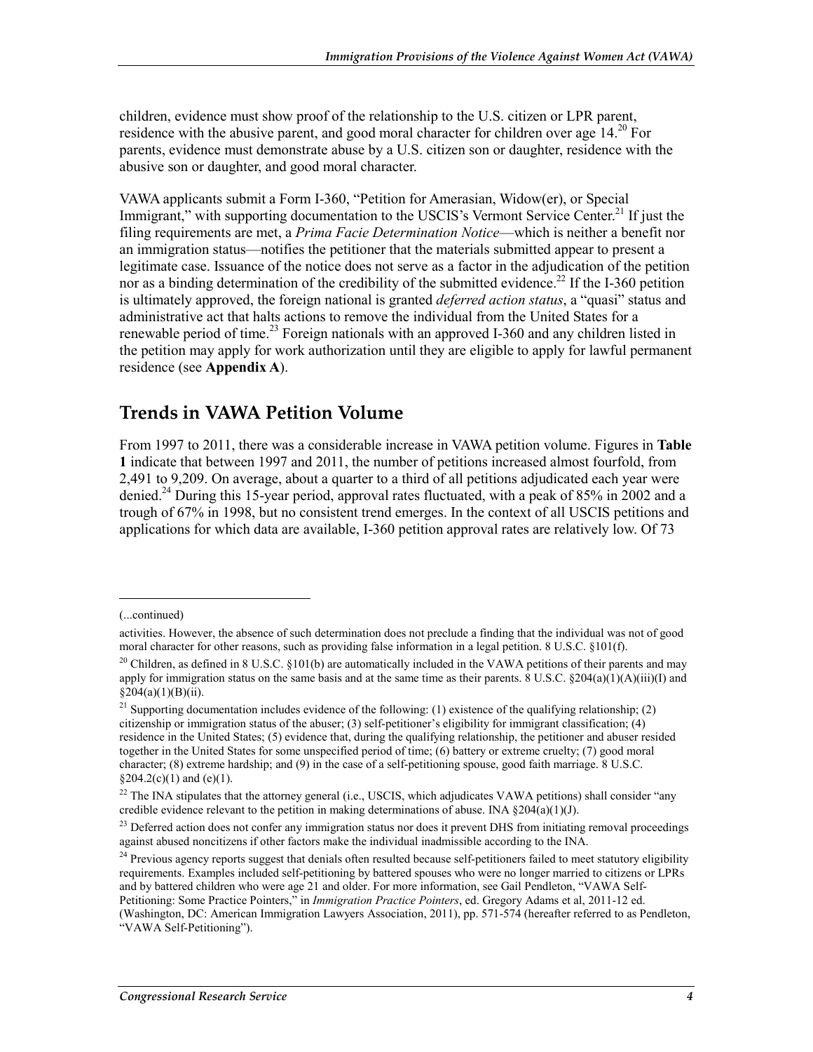children, evidence must show proof of the relationship to the U.S. citizen or LPR parent, residence with the abusive parent, and good moral character for children over age 14.[20] For parents, evidence must demonstrate abuse by a U.S. citizen son or daughter, residence with the abusive son or daughter, and good moral character.

VAWA applicants submit a Form I-360, "Petition for Amerasian, Widow(er), or Special Immigrant," with supporting documentation to the USCIS's Vermont Service Center.[21] If just the filing requirements are met, a *Prima Facie Determination Notice*—which is neither a benefit nor an immigration status—notifies the petitioner that the materials submitted appear to present a legitimate case. Issuance of the notice does not serve as a factor in the adjudication of the petition nor as a binding determination of the credibility of the submitted evidence.[22] If the I-360 petition is ultimately approved, the foreign national is granted *deferred action status*, a "quasi" status and administrative act that halts actions to remove the individual from the United States for a renewable period of time.[23] Foreign nationals with an approved I-360 and any children listed in the petition may apply for work authorization until they are eligible to apply for lawful permanent residence (see **Appendix A**).

## Trends in VAWA Petition Volume

From 1997 to 2011, there was a considerable increase in VAWA petition volume. Figures in **Table 1** indicate that between 1997 and 2011, the number of petitions increased almost fourfold, from 2,491 to 9,209. On average, about a quarter to a third of all petitions adjudicated each year were denied.[24] During this 15-year period, approval rates fluctuated, with a peak of 85% in 2002 and a trough of 67% in 1998, but no consistent trend emerges. In the context of all USCIS petitions and applications for which data are available, I-360 petition approval rates are relatively low. Of 73

---

(...continued)

activities. However, the absence of such determination does not preclude a finding that the individual was not of good moral character for other reasons, such as providing false information in a legal petition. 8 U.S.C. §101(f).

[20] Children, as defined in 8 U.S.C. §101(b) are automatically included in the VAWA petitions of their parents and may apply for immigration status on the same basis and at the same time as their parents. 8 U.S.C. §204(a)(1)(A)(iii)(I) and §204(a)(1)(B)(ii).

[21] Supporting documentation includes evidence of the following: (1) existence of the qualifying relationship; (2) citizenship or immigration status of the abuser; (3) self-petitioner's eligibility for immigrant classification; (4) residence in the United States; (5) evidence that, during the qualifying relationship, the petitioner and abuser resided together in the United States for some unspecified period of time; (6) battery or extreme cruelty; (7) good moral character; (8) extreme hardship; and (9) in the case of a self-petitioning spouse, good faith marriage. 8 U.S.C. §204.2(c)(1) and (e)(1).

[22] The INA stipulates that the attorney general (i.e., USCIS, which adjudicates VAWA petitions) shall consider "any credible evidence relevant to the petition in making determinations of abuse. INA §204(a)(1)(J).

[23] Deferred action does not confer any immigration status nor does it prevent DHS from initiating removal proceedings against abused noncitizens if other factors make the individual inadmissible according to the INA.

[24] Previous agency reports suggest that denials often resulted because self-petitioners failed to meet statutory eligibility requirements. Examples included self-petitioning by battered spouses who were no longer married to citizens or LPRs and by battered children who were age 21 and older. For more information, see Gail Pendleton, "VAWA Self-Petitioning: Some Practice Pointers," in *Immigration Practice Pointers*, ed. Gregory Adams et al, 2011-12 ed. (Washington, DC: American Immigration Lawyers Association, 2011), pp. 571-574 (hereafter referred to as Pendleton, "VAWA Self-Petitioning").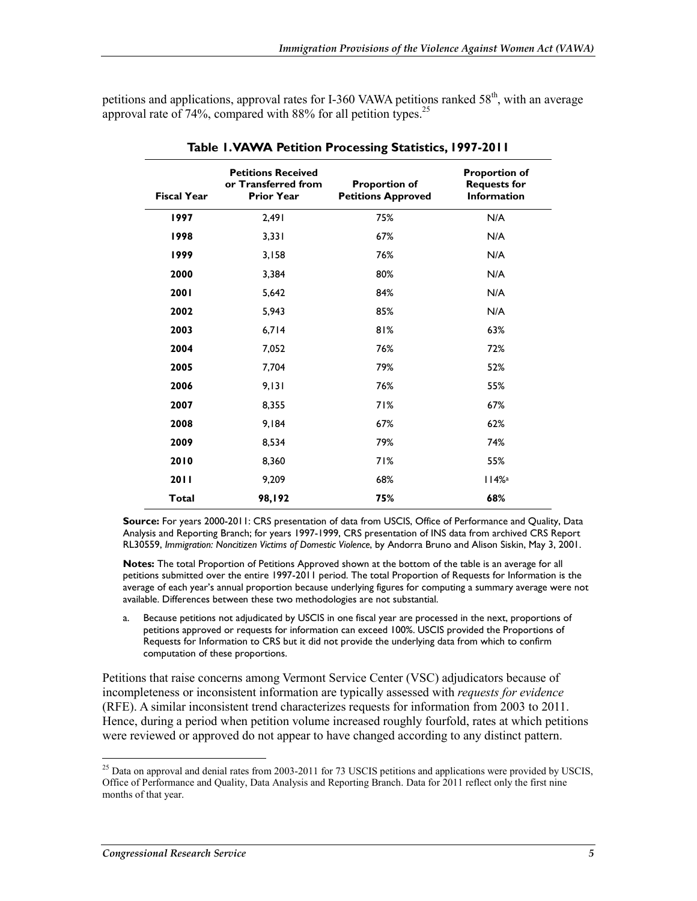petitions and applications, approval rates for I-360 VAWA petitions ranked 58th, with an average approval rate of 74%, compared with 88% for all petition types.[25]

**Table 1. VAWA Petition Processing Statistics, 1997-2011**

| Fiscal Year | Petitions Received or Transferred from Prior Year | Proportion of Petitions Approved | Proportion of Requests for Information |
|---|---|---|---|
| **1997** | 2,491 | 75% | N/A |
| **1998** | 3,331 | 67% | N/A |
| **1999** | 3,158 | 76% | N/A |
| **2000** | 3,384 | 80% | N/A |
| **2001** | 5,642 | 84% | N/A |
| **2002** | 5,943 | 85% | N/A |
| **2003** | 6,714 | 81% | 63% |
| **2004** | 7,052 | 76% | 72% |
| **2005** | 7,704 | 79% | 52% |
| **2006** | 9,131 | 76% | 55% |
| **2007** | 8,355 | 71% | 67% |
| **2008** | 9,184 | 67% | 62% |
| **2009** | 8,534 | 79% | 74% |
| **2010** | 8,360 | 71% | 55% |
| **2011** | 9,209 | 68% | 114%[a] |
| **Total** | **98,192** | **75%** | **68%** |

**Source:** For years 2000-2011: CRS presentation of data from USCIS, Office of Performance and Quality, Data Analysis and Reporting Branch; for years 1997-1999, CRS presentation of INS data from archived CRS Report RL30559, *Immigration: Noncitizen Victims of Domestic Violence*, by Andorra Bruno and Alison Siskin, May 3, 2001.

**Notes:** The total Proportion of Petitions Approved shown at the bottom of the table is an average for all petitions submitted over the entire 1997-2011 period. The total Proportion of Requests for Information is the average of each year's annual proportion because underlying figures for computing a summary average were not available. Differences between these two methodologies are not substantial.

a. Because petitions not adjudicated by USCIS in one fiscal year are processed in the next, proportions of petitions approved or requests for information can exceed 100%. USCIS provided the Proportions of Requests for Information to CRS but it did not provide the underlying data from which to confirm computation of these proportions.

Petitions that raise concerns among Vermont Service Center (VSC) adjudicators because of incompleteness or inconsistent information are typically assessed with *requests for evidence* (RFE). A similar inconsistent trend characterizes requests for information from 2003 to 2011. Hence, during a period when petition volume increased roughly fourfold, rates at which petitions were reviewed or approved do not appear to have changed according to any distinct pattern.

[25] Data on approval and denial rates from 2003-2011 for 73 USCIS petitions and applications were provided by USCIS, Office of Performance and Quality, Data Analysis and Reporting Branch. Data for 2011 reflect only the first nine months of that year.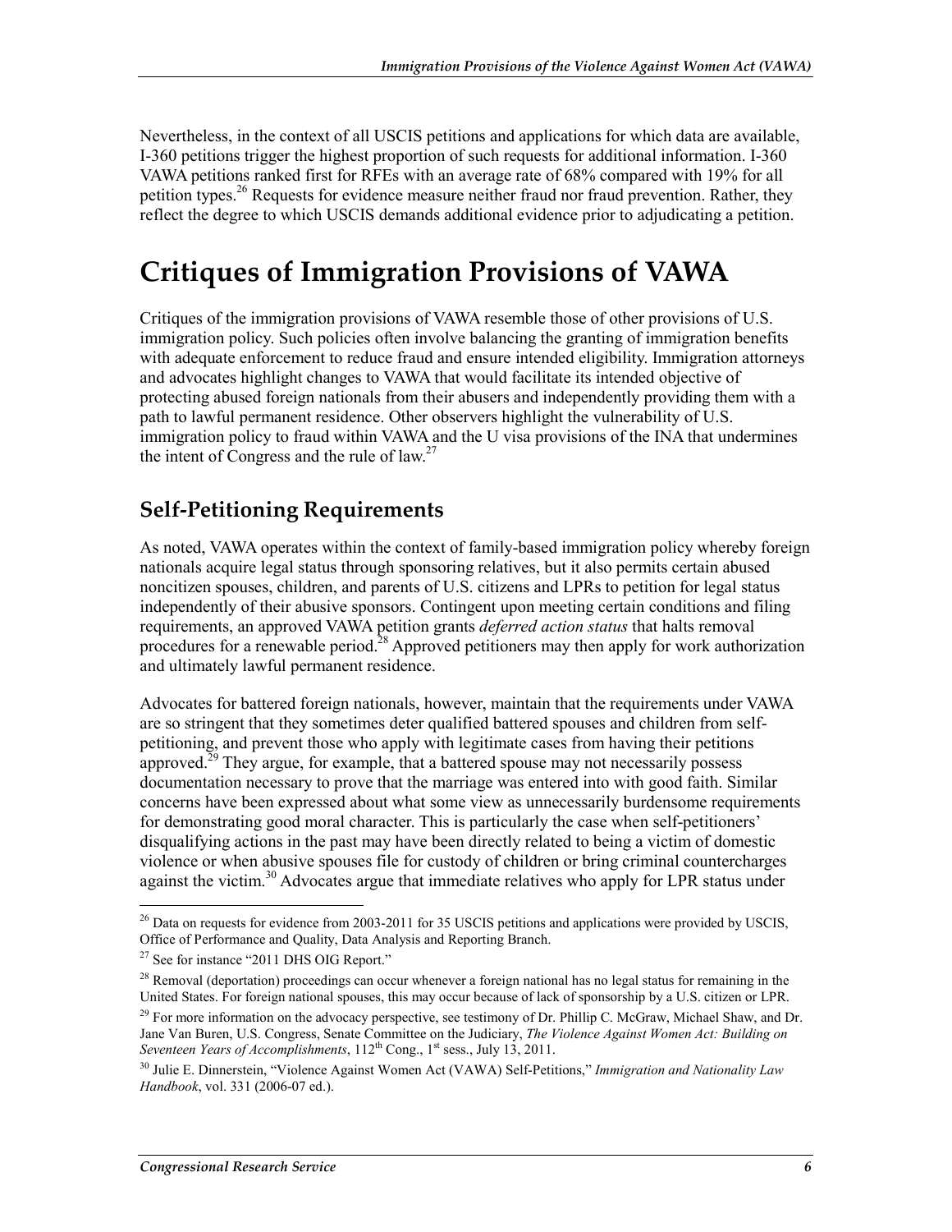Nevertheless, in the context of all USCIS petitions and applications for which data are available, I-360 petitions trigger the highest proportion of such requests for additional information. I-360 VAWA petitions ranked first for RFEs with an average rate of 68% compared with 19% for all petition types.[26] Requests for evidence measure neither fraud nor fraud prevention. Rather, they reflect the degree to which USCIS demands additional evidence prior to adjudicating a petition.

# Critiques of Immigration Provisions of VAWA

Critiques of the immigration provisions of VAWA resemble those of other provisions of U.S. immigration policy. Such policies often involve balancing the granting of immigration benefits with adequate enforcement to reduce fraud and ensure intended eligibility. Immigration attorneys and advocates highlight changes to VAWA that would facilitate its intended objective of protecting abused foreign nationals from their abusers and independently providing them with a path to lawful permanent residence. Other observers highlight the vulnerability of U.S. immigration policy to fraud within VAWA and the U visa provisions of the INA that undermines the intent of Congress and the rule of law.[27]

## Self-Petitioning Requirements

As noted, VAWA operates within the context of family-based immigration policy whereby foreign nationals acquire legal status through sponsoring relatives, but it also permits certain abused noncitizen spouses, children, and parents of U.S. citizens and LPRs to petition for legal status independently of their abusive sponsors. Contingent upon meeting certain conditions and filing requirements, an approved VAWA petition grants *deferred action status* that halts removal procedures for a renewable period.[28] Approved petitioners may then apply for work authorization and ultimately lawful permanent residence.

Advocates for battered foreign nationals, however, maintain that the requirements under VAWA are so stringent that they sometimes deter qualified battered spouses and children from self-petitioning, and prevent those who apply with legitimate cases from having their petitions approved.[29] They argue, for example, that a battered spouse may not necessarily possess documentation necessary to prove that the marriage was entered into with good faith. Similar concerns have been expressed about what some view as unnecessarily burdensome requirements for demonstrating good moral character. This is particularly the case when self-petitioners' disqualifying actions in the past may have been directly related to being a victim of domestic violence or when abusive spouses file for custody of children or bring criminal countercharges against the victim.[30] Advocates argue that immediate relatives who apply for LPR status under

---

[26] Data on requests for evidence from 2003-2011 for 35 USCIS petitions and applications were provided by USCIS, Office of Performance and Quality, Data Analysis and Reporting Branch.

[27] See for instance "2011 DHS OIG Report."

[28] Removal (deportation) proceedings can occur whenever a foreign national has no legal status for remaining in the United States. For foreign national spouses, this may occur because of lack of sponsorship by a U.S. citizen or LPR.

[29] For more information on the advocacy perspective, see testimony of Dr. Phillip C. McGraw, Michael Shaw, and Dr. Jane Van Buren, U.S. Congress, Senate Committee on the Judiciary, *The Violence Against Women Act: Building on Seventeen Years of Accomplishments*, 112th Cong., 1st sess., July 13, 2011.

[30] Julie E. Dinnerstein, "Violence Against Women Act (VAWA) Self-Petitions," *Immigration and Nationality Law Handbook*, vol. 331 (2006-07 ed.).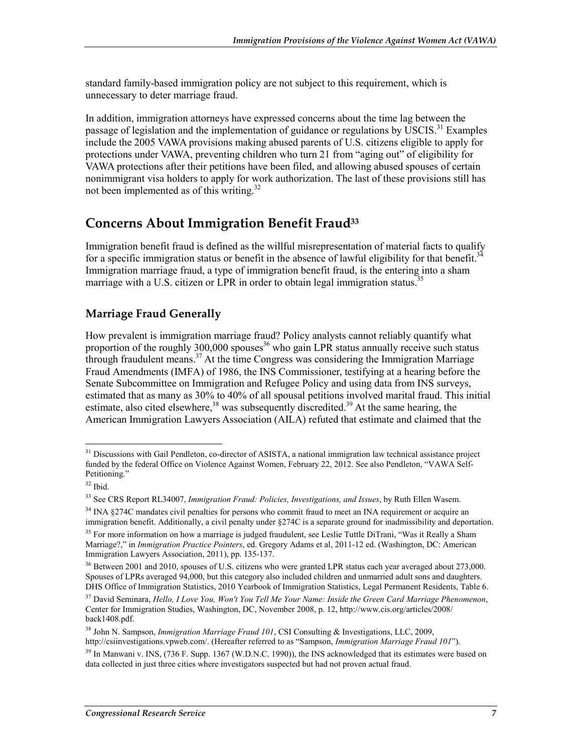standard family-based immigration policy are not subject to this requirement, which is unnecessary to deter marriage fraud.

In addition, immigration attorneys have expressed concerns about the time lag between the passage of legislation and the implementation of guidance or regulations by USCIS.[31] Examples include the 2005 VAWA provisions making abused parents of U.S. citizens eligible to apply for protections under VAWA, preventing children who turn 21 from "aging out" of eligibility for VAWA protections after their petitions have been filed, and allowing abused spouses of certain nonimmigrant visa holders to apply for work authorization. The last of these provisions still has not been implemented as of this writing.[32]

## Concerns About Immigration Benefit Fraud[33]

Immigration benefit fraud is defined as the willful misrepresentation of material facts to qualify for a specific immigration status or benefit in the absence of lawful eligibility for that benefit.[34] Immigration marriage fraud, a type of immigration benefit fraud, is the entering into a sham marriage with a U.S. citizen or LPR in order to obtain legal immigration status.[35]

### Marriage Fraud Generally

How prevalent is immigration marriage fraud? Policy analysts cannot reliably quantify what proportion of the roughly 300,000 spouses[36] who gain LPR status annually receive such status through fraudulent means.[37] At the time Congress was considering the Immigration Marriage Fraud Amendments (IMFA) of 1986, the INS Commissioner, testifying at a hearing before the Senate Subcommittee on Immigration and Refugee Policy and using data from INS surveys, estimated that as many as 30% to 40% of all spousal petitions involved marital fraud. This initial estimate, also cited elsewhere,[38] was subsequently discredited.[39] At the same hearing, the American Immigration Lawyers Association (AILA) refuted that estimate and claimed that the

---

[31] Discussions with Gail Pendleton, co-director of ASISTA, a national immigration law technical assistance project funded by the federal Office on Violence Against Women, February 22, 2012. See also Pendleton, "VAWA Self-Petitioning."

[32] Ibid.

[33] See CRS Report RL34007, *Immigration Fraud: Policies, Investigations, and Issues*, by Ruth Ellen Wasem.

[34] INA §274C mandates civil penalties for persons who commit fraud to meet an INA requirement or acquire an immigration benefit. Additionally, a civil penalty under §274C is a separate ground for inadmissibility and deportation.

[35] For more information on how a marriage is judged fraudulent, see Leslie Tuttle DiTrani, "Was it Really a Sham Marriage?," in *Immigration Practice Pointers*, ed. Gregory Adams et al, 2011-12 ed. (Washington, DC: American Immigration Lawyers Association, 2011), pp. 135-137.

[36] Between 2001 and 2010, spouses of U.S. citizens who were granted LPR status each year averaged about 273,000. Spouses of LPRs averaged 94,000, but this category also included children and unmarried adult sons and daughters. DHS Office of Immigration Statistics, 2010 Yearbook of Immigration Statistics, Legal Permanent Residents, Table 6.

[37] David Seminara, *Hello, I Love You, Won't You Tell Me Your Name: Inside the Green Card Marriage Phenomenon*, Center for Immigration Studies, Washington, DC, November 2008, p. 12, http://www.cis.org/articles/2008/back1408.pdf.

[38] John N. Sampson, *Immigration Marriage Fraud 101*, CSI Consulting & Investigations, LLC, 2009, http://csiinvestigations.vpweb.com/. (Hereafter referred to as "Sampson, *Immigration Marriage Fraud 101*").

[39] In Manwani v. INS, (736 F. Supp. 1367 (W.D.N.C. 1990)), the INS acknowledged that its estimates were based on data collected in just three cities where investigators suspected but had not proven actual fraud.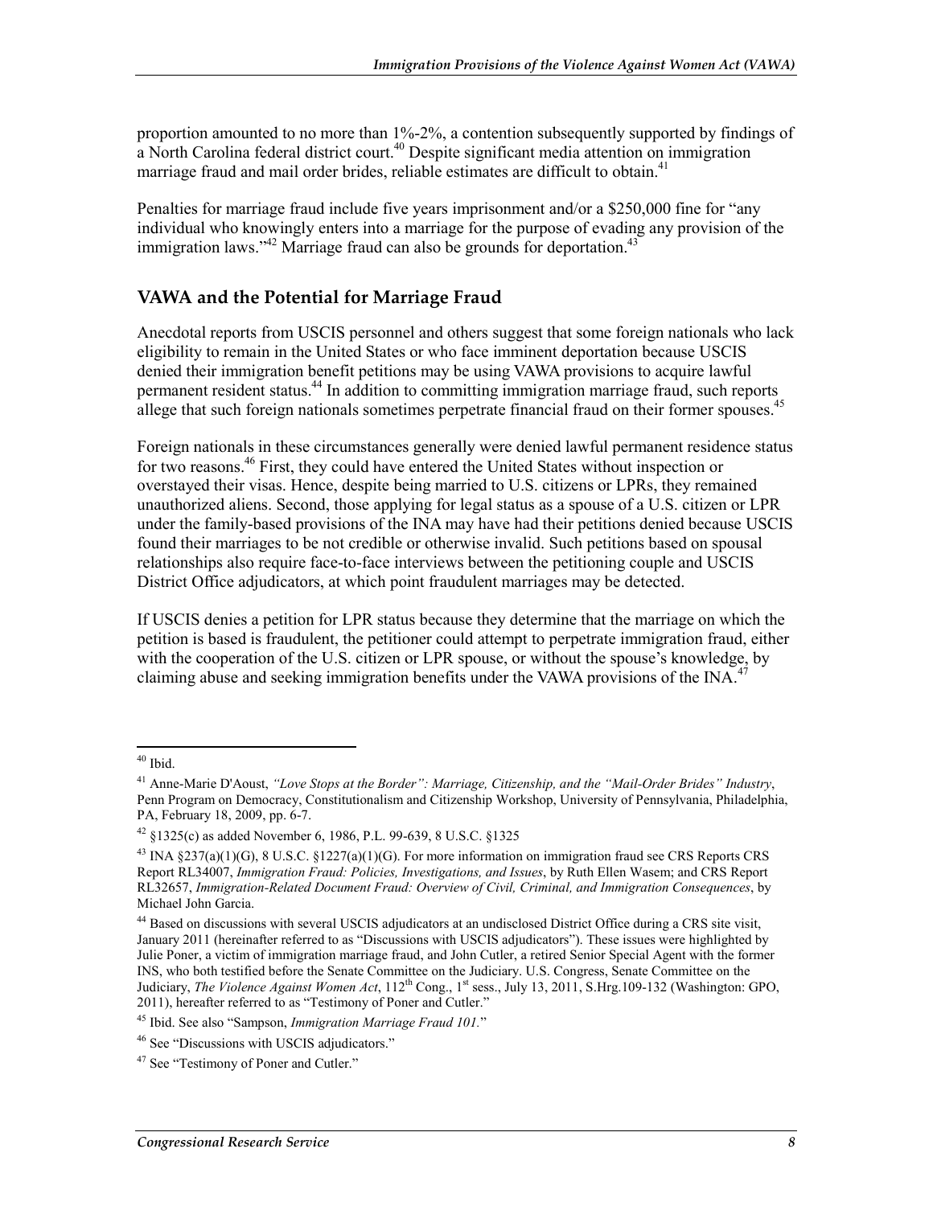proportion amounted to no more than 1%-2%, a contention subsequently supported by findings of a North Carolina federal district court.[40] Despite significant media attention on immigration marriage fraud and mail order brides, reliable estimates are difficult to obtain.[41]

Penalties for marriage fraud include five years imprisonment and/or a $250,000 fine for "any individual who knowingly enters into a marriage for the purpose of evading any provision of the immigration laws."[42] Marriage fraud can also be grounds for deportation.[43]

## VAWA and the Potential for Marriage Fraud

Anecdotal reports from USCIS personnel and others suggest that some foreign nationals who lack eligibility to remain in the United States or who face imminent deportation because USCIS denied their immigration benefit petitions may be using VAWA provisions to acquire lawful permanent resident status.[44] In addition to committing immigration marriage fraud, such reports allege that such foreign nationals sometimes perpetrate financial fraud on their former spouses.[45]

Foreign nationals in these circumstances generally were denied lawful permanent residence status for two reasons.[46] First, they could have entered the United States without inspection or overstayed their visas. Hence, despite being married to U.S. citizens or LPRs, they remained unauthorized aliens. Second, those applying for legal status as a spouse of a U.S. citizen or LPR under the family-based provisions of the INA may have had their petitions denied because USCIS found their marriages to be not credible or otherwise invalid. Such petitions based on spousal relationships also require face-to-face interviews between the petitioning couple and USCIS District Office adjudicators, at which point fraudulent marriages may be detected.

If USCIS denies a petition for LPR status because they determine that the marriage on which the petition is based is fraudulent, the petitioner could attempt to perpetrate immigration fraud, either with the cooperation of the U.S. citizen or LPR spouse, or without the spouse's knowledge, by claiming abuse and seeking immigration benefits under the VAWA provisions of the INA.[47]

---

[40] Ibid.

[41] Anne-Marie D'Aoust, *"Love Stops at the Border": Marriage, Citizenship, and the "Mail-Order Brides" Industry*, Penn Program on Democracy, Constitutionalism and Citizenship Workshop, University of Pennsylvania, Philadelphia, PA, February 18, 2009, pp. 6-7.

[42] §1325(c) as added November 6, 1986, P.L. 99-639, 8 U.S.C. §1325

[43] INA §237(a)(1)(G), 8 U.S.C. §1227(a)(1)(G). For more information on immigration fraud see CRS Reports CRS Report RL34007, *Immigration Fraud: Policies, Investigations, and Issues*, by Ruth Ellen Wasem; and CRS Report RL32657, *Immigration-Related Document Fraud: Overview of Civil, Criminal, and Immigration Consequences*, by Michael John Garcia.

[44] Based on discussions with several USCIS adjudicators at an undisclosed District Office during a CRS site visit, January 2011 (hereinafter referred to as "Discussions with USCIS adjudicators"). These issues were highlighted by Julie Poner, a victim of immigration marriage fraud, and John Cutler, a retired Senior Special Agent with the former INS, who both testified before the Senate Committee on the Judiciary. U.S. Congress, Senate Committee on the Judiciary, *The Violence Against Women Act*, 112th Cong., 1st sess., July 13, 2011, S.Hrg.109-132 (Washington: GPO, 2011), hereafter referred to as "Testimony of Poner and Cutler."

[45] Ibid. See also "Sampson, *Immigration Marriage Fraud 101*."

[46] See "Discussions with USCIS adjudicators."

[47] See "Testimony of Poner and Cutler."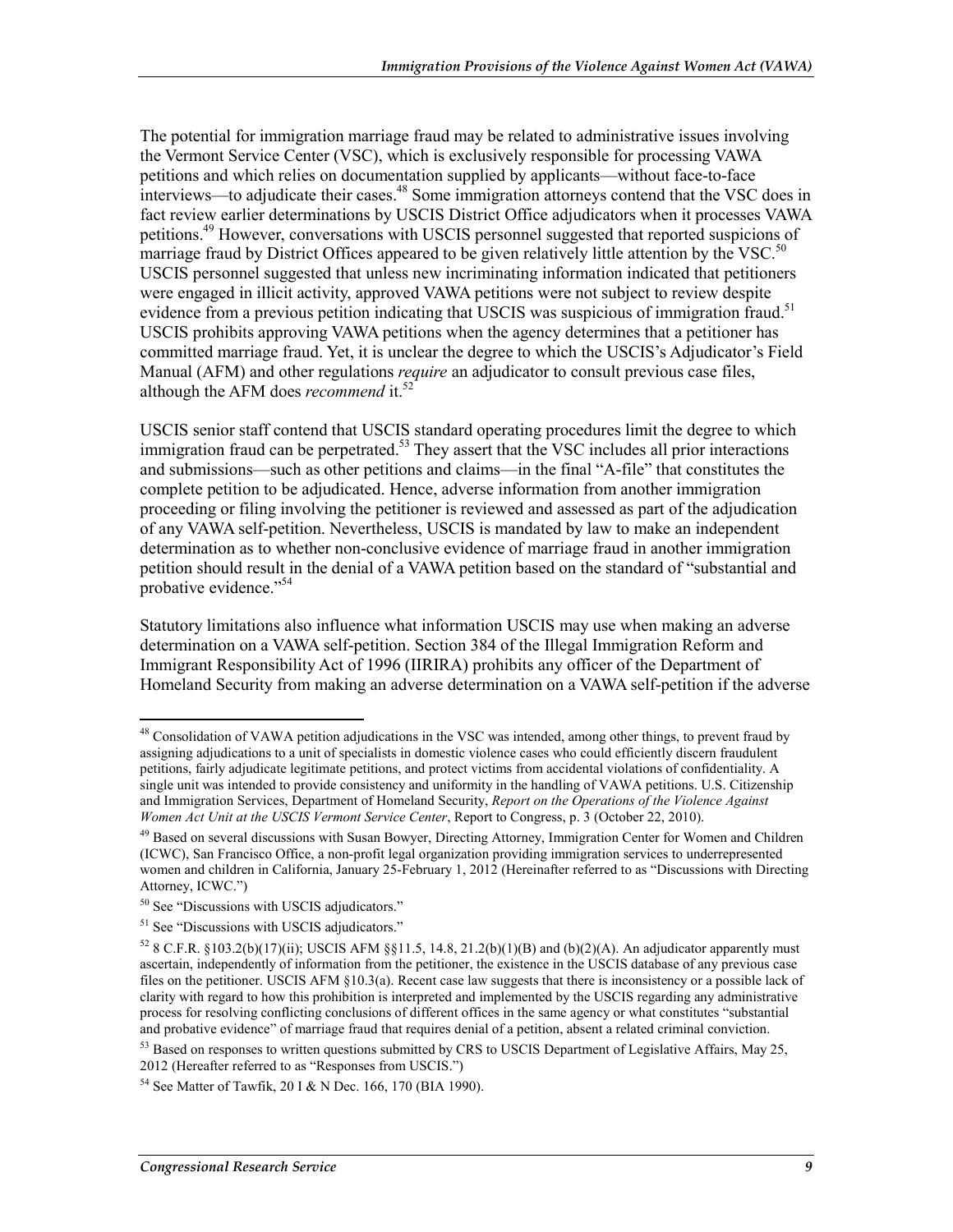The potential for immigration marriage fraud may be related to administrative issues involving the Vermont Service Center (VSC), which is exclusively responsible for processing VAWA petitions and which relies on documentation supplied by applicants—without face-to-face interviews—to adjudicate their cases.[48] Some immigration attorneys contend that the VSC does in fact review earlier determinations by USCIS District Office adjudicators when it processes VAWA petitions.[49] However, conversations with USCIS personnel suggested that reported suspicions of marriage fraud by District Offices appeared to be given relatively little attention by the VSC.[50] USCIS personnel suggested that unless new incriminating information indicated that petitioners were engaged in illicit activity, approved VAWA petitions were not subject to review despite evidence from a previous petition indicating that USCIS was suspicious of immigration fraud.[51] USCIS prohibits approving VAWA petitions when the agency determines that a petitioner has committed marriage fraud. Yet, it is unclear the degree to which the USCIS's Adjudicator's Field Manual (AFM) and other regulations *require* an adjudicator to consult previous case files, although the AFM does *recommend* it.[52]

USCIS senior staff contend that USCIS standard operating procedures limit the degree to which immigration fraud can be perpetrated.[53] They assert that the VSC includes all prior interactions and submissions—such as other petitions and claims—in the final "A-file" that constitutes the complete petition to be adjudicated. Hence, adverse information from another immigration proceeding or filing involving the petitioner is reviewed and assessed as part of the adjudication of any VAWA self-petition. Nevertheless, USCIS is mandated by law to make an independent determination as to whether non-conclusive evidence of marriage fraud in another immigration petition should result in the denial of a VAWA petition based on the standard of "substantial and probative evidence."[54]

Statutory limitations also influence what information USCIS may use when making an adverse determination on a VAWA self-petition. Section 384 of the Illegal Immigration Reform and Immigrant Responsibility Act of 1996 (IIRIRA) prohibits any officer of the Department of Homeland Security from making an adverse determination on a VAWA self-petition if the adverse

---

[48] Consolidation of VAWA petition adjudications in the VSC was intended, among other things, to prevent fraud by assigning adjudications to a unit of specialists in domestic violence cases who could efficiently discern fraudulent petitions, fairly adjudicate legitimate petitions, and protect victims from accidental violations of confidentiality. A single unit was intended to provide consistency and uniformity in the handling of VAWA petitions. U.S. Citizenship and Immigration Services, Department of Homeland Security, *Report on the Operations of the Violence Against Women Act Unit at the USCIS Vermont Service Center*, Report to Congress, p. 3 (October 22, 2010).

[49] Based on several discussions with Susan Bowyer, Directing Attorney, Immigration Center for Women and Children (ICWC), San Francisco Office, a non-profit legal organization providing immigration services to underrepresented women and children in California, January 25-February 1, 2012 (Hereinafter referred to as "Discussions with Directing Attorney, ICWC.")

[50] See "Discussions with USCIS adjudicators."

[51] See "Discussions with USCIS adjudicators."

[52] 8 C.F.R. §103.2(b)(17)(ii); USCIS AFM §§11.5, 14.8, 21.2(b)(1)(B) and (b)(2)(A). An adjudicator apparently must ascertain, independently of information from the petitioner, the existence in the USCIS database of any previous case files on the petitioner. USCIS AFM §10.3(a). Recent case law suggests that there is inconsistency or a possible lack of clarity with regard to how this prohibition is interpreted and implemented by the USCIS regarding any administrative process for resolving conflicting conclusions of different offices in the same agency or what constitutes "substantial and probative evidence" of marriage fraud that requires denial of a petition, absent a related criminal conviction.

[53] Based on responses to written questions submitted by CRS to USCIS Department of Legislative Affairs, May 25, 2012 (Hereafter referred to as "Responses from USCIS.")

[54] See Matter of Tawfik, 20 I & N Dec. 166, 170 (BIA 1990).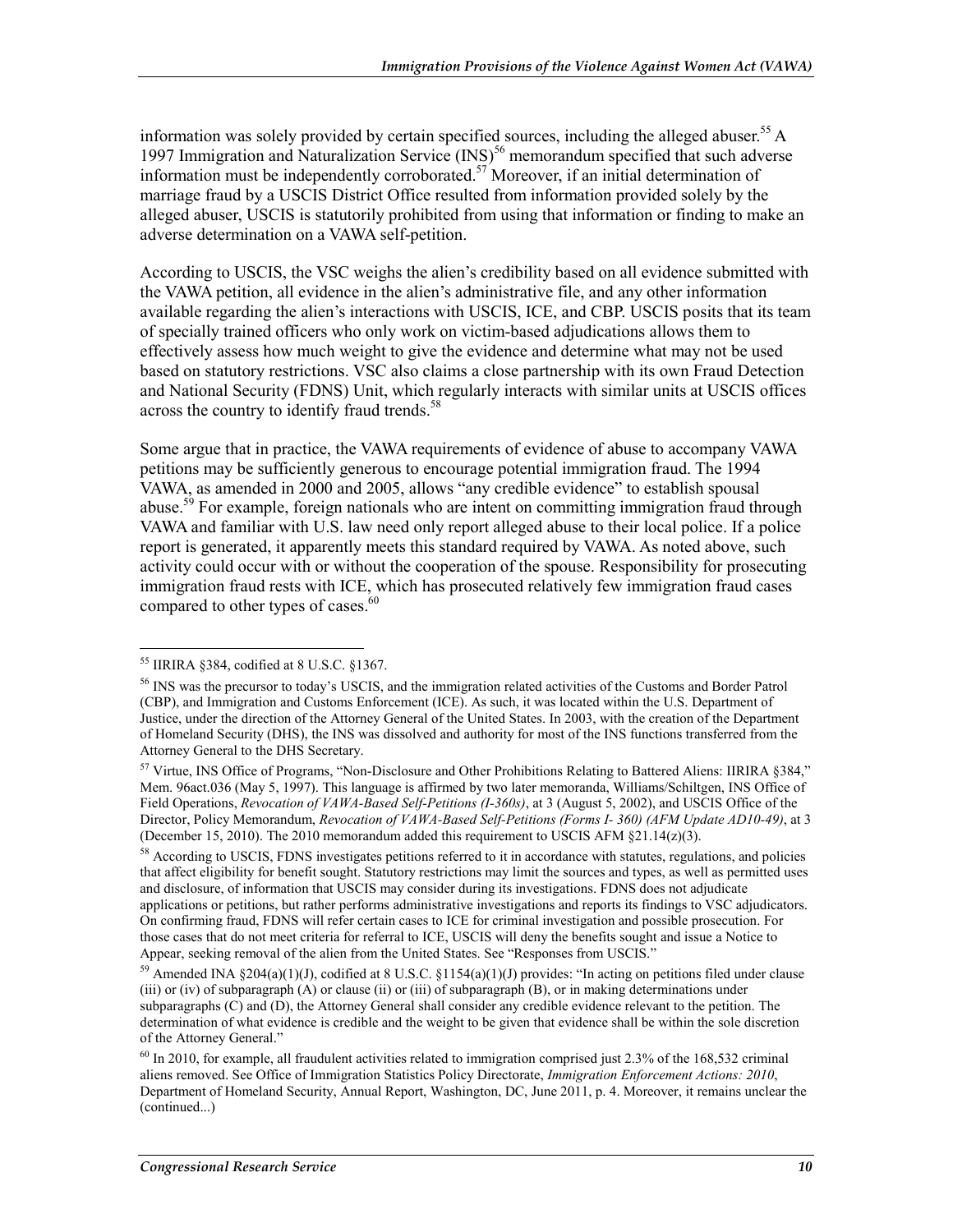information was solely provided by certain specified sources, including the alleged abuser.[55] A 1997 Immigration and Naturalization Service (INS)[56] memorandum specified that such adverse information must be independently corroborated.[57] Moreover, if an initial determination of marriage fraud by a USCIS District Office resulted from information provided solely by the alleged abuser, USCIS is statutorily prohibited from using that information or finding to make an adverse determination on a VAWA self-petition.

According to USCIS, the VSC weighs the alien's credibility based on all evidence submitted with the VAWA petition, all evidence in the alien's administrative file, and any other information available regarding the alien's interactions with USCIS, ICE, and CBP. USCIS posits that its team of specially trained officers who only work on victim-based adjudications allows them to effectively assess how much weight to give the evidence and determine what may not be used based on statutory restrictions. VSC also claims a close partnership with its own Fraud Detection and National Security (FDNS) Unit, which regularly interacts with similar units at USCIS offices across the country to identify fraud trends.[58]

Some argue that in practice, the VAWA requirements of evidence of abuse to accompany VAWA petitions may be sufficiently generous to encourage potential immigration fraud. The 1994 VAWA, as amended in 2000 and 2005, allows "any credible evidence" to establish spousal abuse.[59] For example, foreign nationals who are intent on committing immigration fraud through VAWA and familiar with U.S. law need only report alleged abuse to their local police. If a police report is generated, it apparently meets this standard required by VAWA. As noted above, such activity could occur with or without the cooperation of the spouse. Responsibility for prosecuting immigration fraud rests with ICE, which has prosecuted relatively few immigration fraud cases compared to other types of cases.[60]

---

[55] IIRIRA §384, codified at 8 U.S.C. §1367.

[56] INS was the precursor to today's USCIS, and the immigration related activities of the Customs and Border Patrol (CBP), and Immigration and Customs Enforcement (ICE). As such, it was located within the U.S. Department of Justice, under the direction of the Attorney General of the United States. In 2003, with the creation of the Department of Homeland Security (DHS), the INS was dissolved and authority for most of the INS functions transferred from the Attorney General to the DHS Secretary.

[57] Virtue, INS Office of Programs, "Non-Disclosure and Other Prohibitions Relating to Battered Aliens: IIRIRA §384," Mem. 96act.036 (May 5, 1997). This language is affirmed by two later memoranda, Williams/Schiltgen, INS Office of Field Operations, *Revocation of VAWA-Based Self-Petitions (I-360s)*, at 3 (August 5, 2002), and USCIS Office of the Director, Policy Memorandum, *Revocation of VAWA-Based Self-Petitions (Forms I- 360) (AFM Update AD10-49)*, at 3 (December 15, 2010). The 2010 memorandum added this requirement to USCIS AFM §21.14(z)(3).

[58] According to USCIS, FDNS investigates petitions referred to it in accordance with statutes, regulations, and policies that affect eligibility for benefit sought. Statutory restrictions may limit the sources and types, as well as permitted uses and disclosure, of information that USCIS may consider during its investigations. FDNS does not adjudicate applications or petitions, but rather performs administrative investigations and reports its findings to VSC adjudicators. On confirming fraud, FDNS will refer certain cases to ICE for criminal investigation and possible prosecution. For those cases that do not meet criteria for referral to ICE, USCIS will deny the benefits sought and issue a Notice to Appear, seeking removal of the alien from the United States. See "Responses from USCIS."

[59] Amended INA §204(a)(1)(J), codified at 8 U.S.C. §1154(a)(1)(J) provides: "In acting on petitions filed under clause (iii) or (iv) of subparagraph (A) or clause (ii) or (iii) of subparagraph (B), or in making determinations under subparagraphs (C) and (D), the Attorney General shall consider any credible evidence relevant to the petition. The determination of what evidence is credible and the weight to be given that evidence shall be within the sole discretion of the Attorney General."

[60] In 2010, for example, all fraudulent activities related to immigration comprised just 2.3% of the 168,532 criminal aliens removed. See Office of Immigration Statistics Policy Directorate, *Immigration Enforcement Actions: 2010*, Department of Homeland Security, Annual Report, Washington, DC, June 2011, p. 4. Moreover, it remains unclear the (continued...)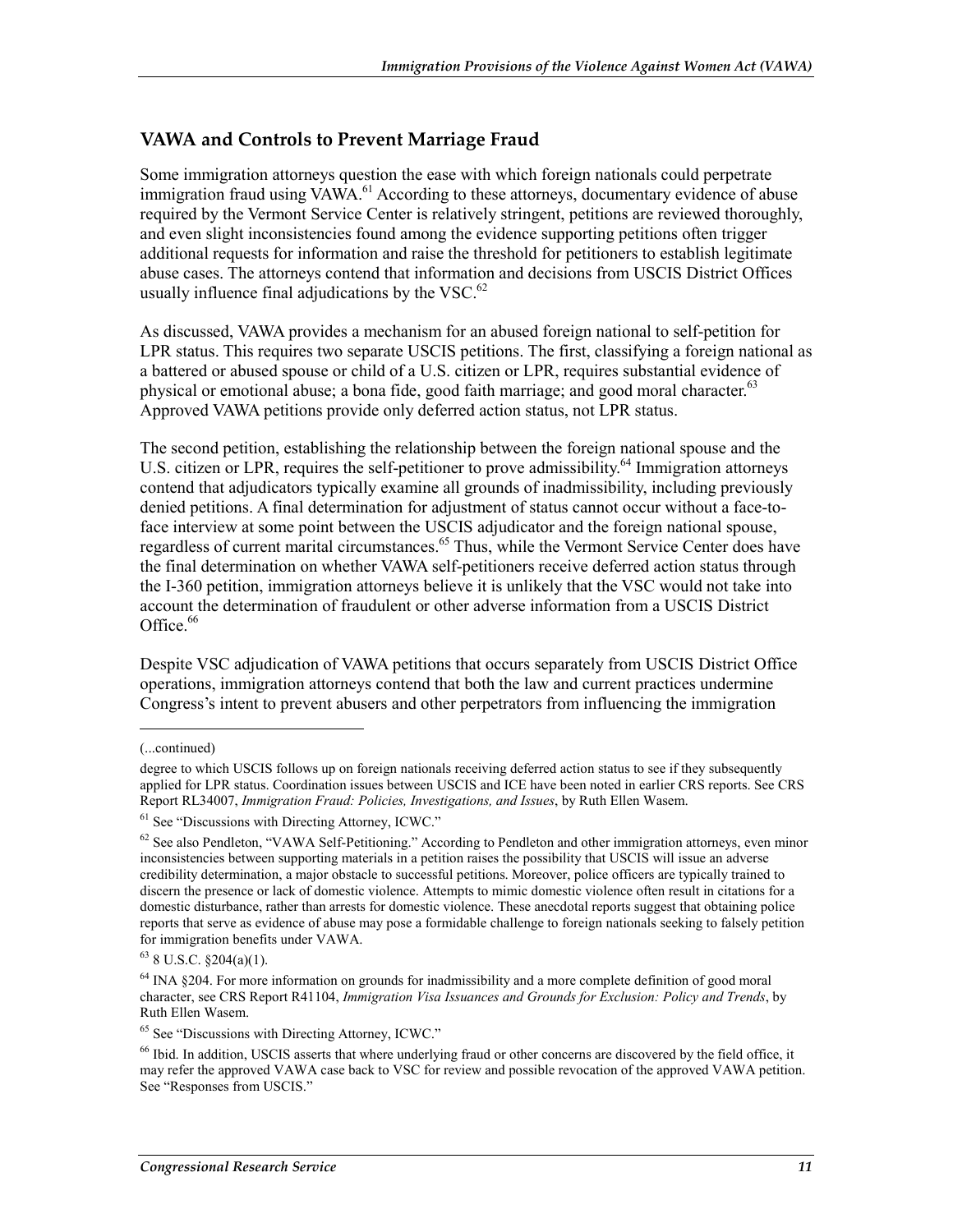## VAWA and Controls to Prevent Marriage Fraud

Some immigration attorneys question the ease with which foreign nationals could perpetrate immigration fraud using VAWA.[61] According to these attorneys, documentary evidence of abuse required by the Vermont Service Center is relatively stringent, petitions are reviewed thoroughly, and even slight inconsistencies found among the evidence supporting petitions often trigger additional requests for information and raise the threshold for petitioners to establish legitimate abuse cases. The attorneys contend that information and decisions from USCIS District Offices usually influence final adjudications by the VSC.[62]

As discussed, VAWA provides a mechanism for an abused foreign national to self-petition for LPR status. This requires two separate USCIS petitions. The first, classifying a foreign national as a battered or abused spouse or child of a U.S. citizen or LPR, requires substantial evidence of physical or emotional abuse; a bona fide, good faith marriage; and good moral character.[63] Approved VAWA petitions provide only deferred action status, not LPR status.

The second petition, establishing the relationship between the foreign national spouse and the U.S. citizen or LPR, requires the self-petitioner to prove admissibility.[64] Immigration attorneys contend that adjudicators typically examine all grounds of inadmissibility, including previously denied petitions. A final determination for adjustment of status cannot occur without a face-to-face interview at some point between the USCIS adjudicator and the foreign national spouse, regardless of current marital circumstances.[65] Thus, while the Vermont Service Center does have the final determination on whether VAWA self-petitioners receive deferred action status through the I-360 petition, immigration attorneys believe it is unlikely that the VSC would not take into account the determination of fraudulent or other adverse information from a USCIS District Office.[66]

Despite VSC adjudication of VAWA petitions that occurs separately from USCIS District Office operations, immigration attorneys contend that both the law and current practices undermine Congress's intent to prevent abusers and other perpetrators from influencing the immigration

---

(...continued)

degree to which USCIS follows up on foreign nationals receiving deferred action status to see if they subsequently applied for LPR status. Coordination issues between USCIS and ICE have been noted in earlier CRS reports. See CRS Report RL34007, *Immigration Fraud: Policies, Investigations, and Issues*, by Ruth Ellen Wasem.

[61] See "Discussions with Directing Attorney, ICWC."

[62] See also Pendleton, "VAWA Self-Petitioning." According to Pendleton and other immigration attorneys, even minor inconsistencies between supporting materials in a petition raises the possibility that USCIS will issue an adverse credibility determination, a major obstacle to successful petitions. Moreover, police officers are typically trained to discern the presence or lack of domestic violence. Attempts to mimic domestic violence often result in citations for a domestic disturbance, rather than arrests for domestic violence. These anecdotal reports suggest that obtaining police reports that serve as evidence of abuse may pose a formidable challenge to foreign nationals seeking to falsely petition for immigration benefits under VAWA.

[63] 8 U.S.C. §204(a)(1).

[64] INA §204. For more information on grounds for inadmissibility and a more complete definition of good moral character, see CRS Report R41104, *Immigration Visa Issuances and Grounds for Exclusion: Policy and Trends*, by Ruth Ellen Wasem.

[65] See "Discussions with Directing Attorney, ICWC."

[66] Ibid. In addition, USCIS asserts that where underlying fraud or other concerns are discovered by the field office, it may refer the approved VAWA case back to VSC for review and possible revocation of the approved VAWA petition. See "Responses from USCIS."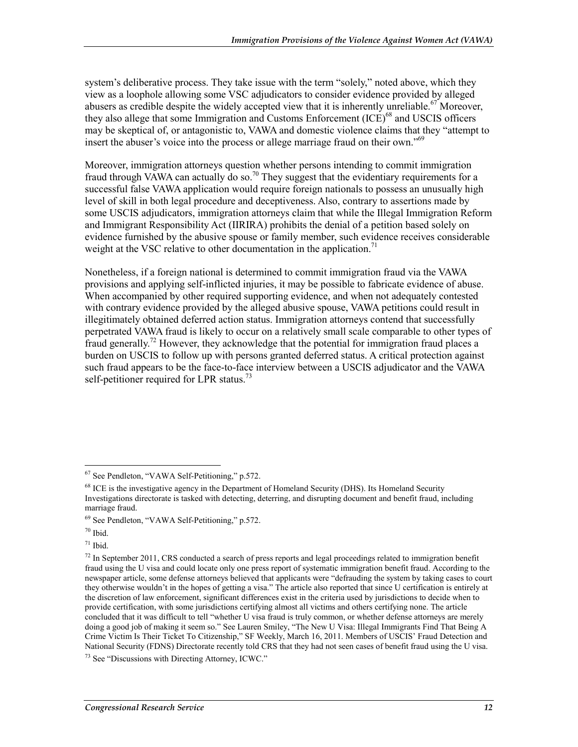system's deliberative process. They take issue with the term "solely," noted above, which they view as a loophole allowing some VSC adjudicators to consider evidence provided by alleged abusers as credible despite the widely accepted view that it is inherently unreliable.[67] Moreover, they also allege that some Immigration and Customs Enforcement (ICE)[68] and USCIS officers may be skeptical of, or antagonistic to, VAWA and domestic violence claims that they "attempt to insert the abuser's voice into the process or allege marriage fraud on their own."[69]

Moreover, immigration attorneys question whether persons intending to commit immigration fraud through VAWA can actually do so.[70] They suggest that the evidentiary requirements for a successful false VAWA application would require foreign nationals to possess an unusually high level of skill in both legal procedure and deceptiveness. Also, contrary to assertions made by some USCIS adjudicators, immigration attorneys claim that while the Illegal Immigration Reform and Immigrant Responsibility Act (IIRIRA) prohibits the denial of a petition based solely on evidence furnished by the abusive spouse or family member, such evidence receives considerable weight at the VSC relative to other documentation in the application.[71]

Nonetheless, if a foreign national is determined to commit immigration fraud via the VAWA provisions and applying self-inflicted injuries, it may be possible to fabricate evidence of abuse. When accompanied by other required supporting evidence, and when not adequately contested with contrary evidence provided by the alleged abusive spouse, VAWA petitions could result in illegitimately obtained deferred action status. Immigration attorneys contend that successfully perpetrated VAWA fraud is likely to occur on a relatively small scale comparable to other types of fraud generally.[72] However, they acknowledge that the potential for immigration fraud places a burden on USCIS to follow up with persons granted deferred status. A critical protection against such fraud appears to be the face-to-face interview between a USCIS adjudicator and the VAWA self-petitioner required for LPR status.[73]

---

[67] See Pendleton, "VAWA Self-Petitioning," p.572.

[68] ICE is the investigative agency in the Department of Homeland Security (DHS). Its Homeland Security Investigations directorate is tasked with detecting, deterring, and disrupting document and benefit fraud, including marriage fraud.

[69] See Pendleton, "VAWA Self-Petitioning," p.572.

[70] Ibid.

[71] Ibid.

[72] In September 2011, CRS conducted a search of press reports and legal proceedings related to immigration benefit fraud using the U visa and could locate only one press report of systematic immigration benefit fraud. According to the newspaper article, some defense attorneys believed that applicants were "defrauding the system by taking cases to court they otherwise wouldn't in the hopes of getting a visa." The article also reported that since U certification is entirely at the discretion of law enforcement, significant differences exist in the criteria used by jurisdictions to decide when to provide certification, with some jurisdictions certifying almost all victims and others certifying none. The article concluded that it was difficult to tell "whether U visa fraud is truly common, or whether defense attorneys are merely doing a good job of making it seem so." See Lauren Smiley, "The New U Visa: Illegal Immigrants Find That Being A Crime Victim Is Their Ticket To Citizenship," SF Weekly, March 16, 2011. Members of USCIS' Fraud Detection and National Security (FDNS) Directorate recently told CRS that they had not seen cases of benefit fraud using the U visa.

[73] See "Discussions with Directing Attorney, ICWC."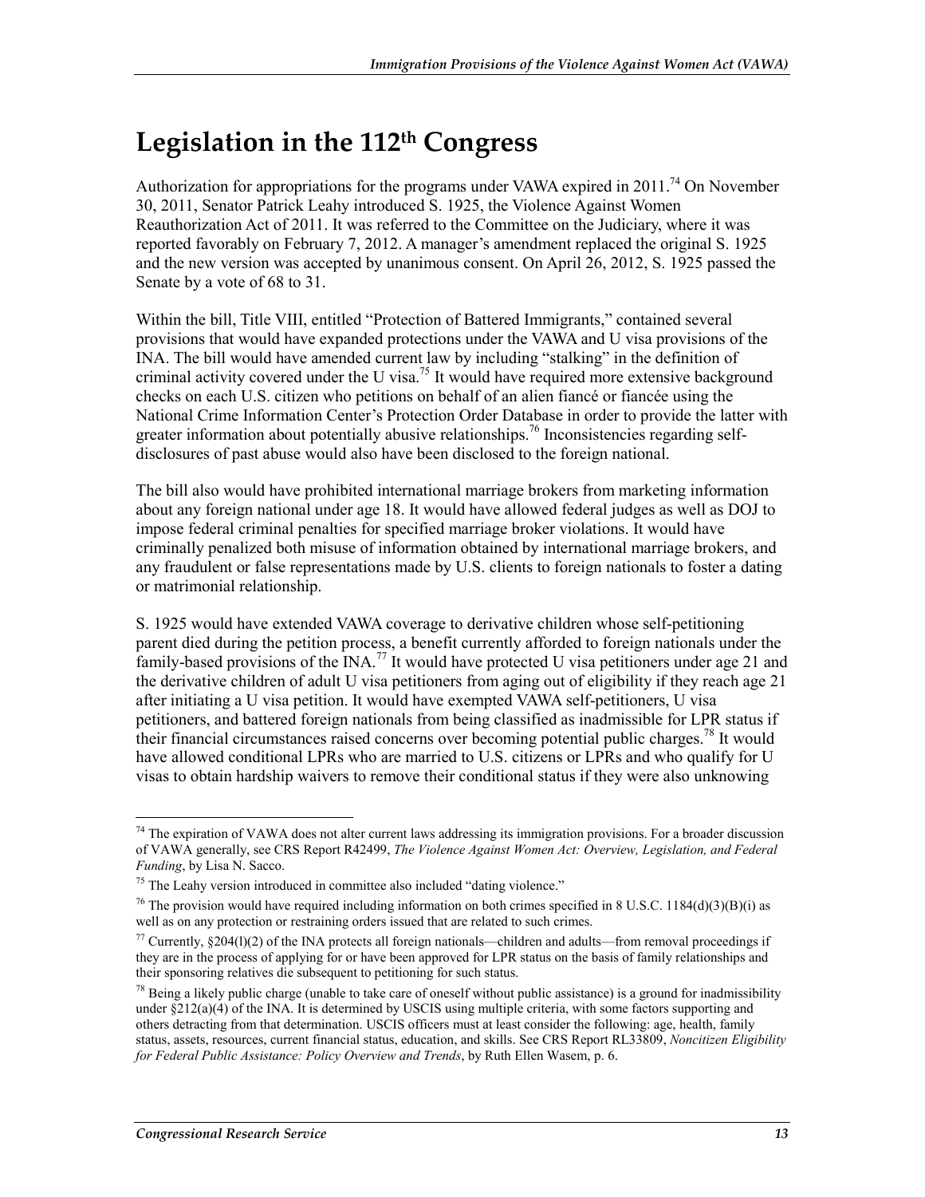# Legislation in the 112th Congress

Authorization for appropriations for the programs under VAWA expired in 2011.[74] On November 30, 2011, Senator Patrick Leahy introduced S. 1925, the Violence Against Women Reauthorization Act of 2011. It was referred to the Committee on the Judiciary, where it was reported favorably on February 7, 2012. A manager's amendment replaced the original S. 1925 and the new version was accepted by unanimous consent. On April 26, 2012, S. 1925 passed the Senate by a vote of 68 to 31.

Within the bill, Title VIII, entitled "Protection of Battered Immigrants," contained several provisions that would have expanded protections under the VAWA and U visa provisions of the INA. The bill would have amended current law by including "stalking" in the definition of criminal activity covered under the U visa.[75] It would have required more extensive background checks on each U.S. citizen who petitions on behalf of an alien fiancé or fiancée using the National Crime Information Center's Protection Order Database in order to provide the latter with greater information about potentially abusive relationships.[76] Inconsistencies regarding self-disclosures of past abuse would also have been disclosed to the foreign national.

The bill also would have prohibited international marriage brokers from marketing information about any foreign national under age 18. It would have allowed federal judges as well as DOJ to impose federal criminal penalties for specified marriage broker violations. It would have criminally penalized both misuse of information obtained by international marriage brokers, and any fraudulent or false representations made by U.S. clients to foreign nationals to foster a dating or matrimonial relationship.

S. 1925 would have extended VAWA coverage to derivative children whose self-petitioning parent died during the petition process, a benefit currently afforded to foreign nationals under the family-based provisions of the INA.[77] It would have protected U visa petitioners under age 21 and the derivative children of adult U visa petitioners from aging out of eligibility if they reach age 21 after initiating a U visa petition. It would have exempted VAWA self-petitioners, U visa petitioners, and battered foreign nationals from being classified as inadmissible for LPR status if their financial circumstances raised concerns over becoming potential public charges.[78] It would have allowed conditional LPRs who are married to U.S. citizens or LPRs and who qualify for U visas to obtain hardship waivers to remove their conditional status if they were also unknowing

---

[74] The expiration of VAWA does not alter current laws addressing its immigration provisions. For a broader discussion of VAWA generally, see CRS Report R42499, *The Violence Against Women Act: Overview, Legislation, and Federal Funding*, by Lisa N. Sacco.

[75] The Leahy version introduced in committee also included "dating violence."

[76] The provision would have required including information on both crimes specified in 8 U.S.C. 1184(d)(3)(B)(i) as well as on any protection or restraining orders issued that are related to such crimes.

[77] Currently, §204(l)(2) of the INA protects all foreign nationals—children and adults—from removal proceedings if they are in the process of applying for or have been approved for LPR status on the basis of family relationships and their sponsoring relatives die subsequent to petitioning for such status.

[78] Being a likely public charge (unable to take care of oneself without public assistance) is a ground for inadmissibility under §212(a)(4) of the INA. It is determined by USCIS using multiple criteria, with some factors supporting and others detracting from that determination. USCIS officers must at least consider the following: age, health, family status, assets, resources, current financial status, education, and skills. See CRS Report RL33809, *Noncitizen Eligibility for Federal Public Assistance: Policy Overview and Trends*, by Ruth Ellen Wasem, p. 6.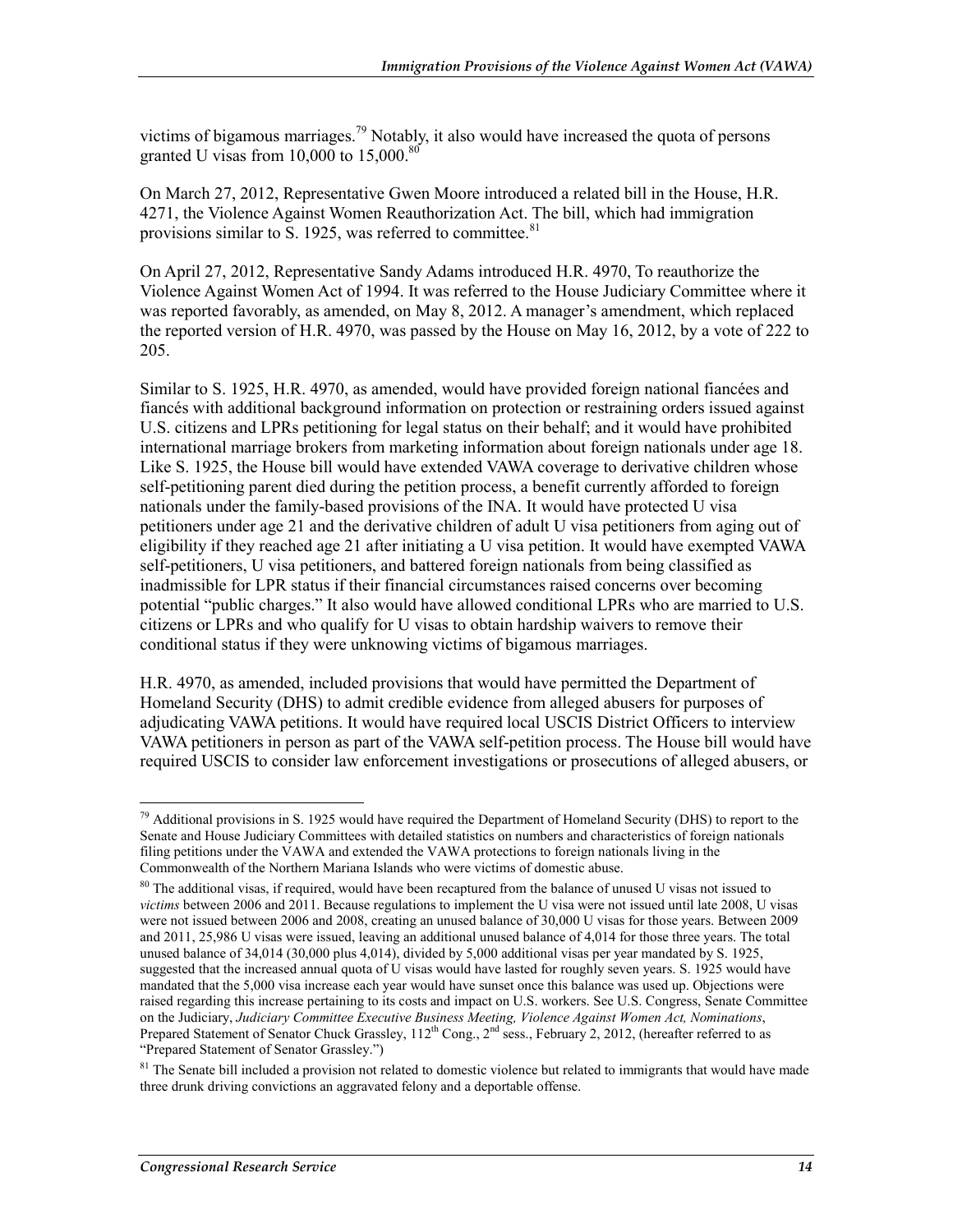victims of bigamous marriages.[79] Notably, it also would have increased the quota of persons granted U visas from 10,000 to 15,000.[80]

On March 27, 2012, Representative Gwen Moore introduced a related bill in the House, H.R. 4271, the Violence Against Women Reauthorization Act. The bill, which had immigration provisions similar to S. 1925, was referred to committee.[81]

On April 27, 2012, Representative Sandy Adams introduced H.R. 4970, To reauthorize the Violence Against Women Act of 1994. It was referred to the House Judiciary Committee where it was reported favorably, as amended, on May 8, 2012. A manager's amendment, which replaced the reported version of H.R. 4970, was passed by the House on May 16, 2012, by a vote of 222 to 205.

Similar to S. 1925, H.R. 4970, as amended, would have provided foreign national fiancées and fiancés with additional background information on protection or restraining orders issued against U.S. citizens and LPRs petitioning for legal status on their behalf; and it would have prohibited international marriage brokers from marketing information about foreign nationals under age 18. Like S. 1925, the House bill would have extended VAWA coverage to derivative children whose self-petitioning parent died during the petition process, a benefit currently afforded to foreign nationals under the family-based provisions of the INA. It would have protected U visa petitioners under age 21 and the derivative children of adult U visa petitioners from aging out of eligibility if they reached age 21 after initiating a U visa petition. It would have exempted VAWA self-petitioners, U visa petitioners, and battered foreign nationals from being classified as inadmissible for LPR status if their financial circumstances raised concerns over becoming potential "public charges." It also would have allowed conditional LPRs who are married to U.S. citizens or LPRs and who qualify for U visas to obtain hardship waivers to remove their conditional status if they were unknowing victims of bigamous marriages.

H.R. 4970, as amended, included provisions that would have permitted the Department of Homeland Security (DHS) to admit credible evidence from alleged abusers for purposes of adjudicating VAWA petitions. It would have required local USCIS District Officers to interview VAWA petitioners in person as part of the VAWA self-petition process. The House bill would have required USCIS to consider law enforcement investigations or prosecutions of alleged abusers, or

---

[79] Additional provisions in S. 1925 would have required the Department of Homeland Security (DHS) to report to the Senate and House Judiciary Committees with detailed statistics on numbers and characteristics of foreign nationals filing petitions under the VAWA and extended the VAWA protections to foreign nationals living in the Commonwealth of the Northern Mariana Islands who were victims of domestic abuse.

[80] The additional visas, if required, would have been recaptured from the balance of unused U visas not issued to *victims* between 2006 and 2011. Because regulations to implement the U visa were not issued until late 2008, U visas were not issued between 2006 and 2008, creating an unused balance of 30,000 U visas for those years. Between 2009 and 2011, 25,986 U visas were issued, leaving an additional unused balance of 4,014 for those three years. The total unused balance of 34,014 (30,000 plus 4,014), divided by 5,000 additional visas per year mandated by S. 1925, suggested that the increased annual quota of U visas would have lasted for roughly seven years. S. 1925 would have mandated that the 5,000 visa increase each year would have sunset once this balance was used up. Objections were raised regarding this increase pertaining to its costs and impact on U.S. workers. See U.S. Congress, Senate Committee on the Judiciary, *Judiciary Committee Executive Business Meeting, Violence Against Women Act, Nominations*, Prepared Statement of Senator Chuck Grassley, 112th Cong., 2nd sess., February 2, 2012, (hereafter referred to as "Prepared Statement of Senator Grassley.")

[81] The Senate bill included a provision not related to domestic violence but related to immigrants that would have made three drunk driving convictions an aggravated felony and a deportable offense.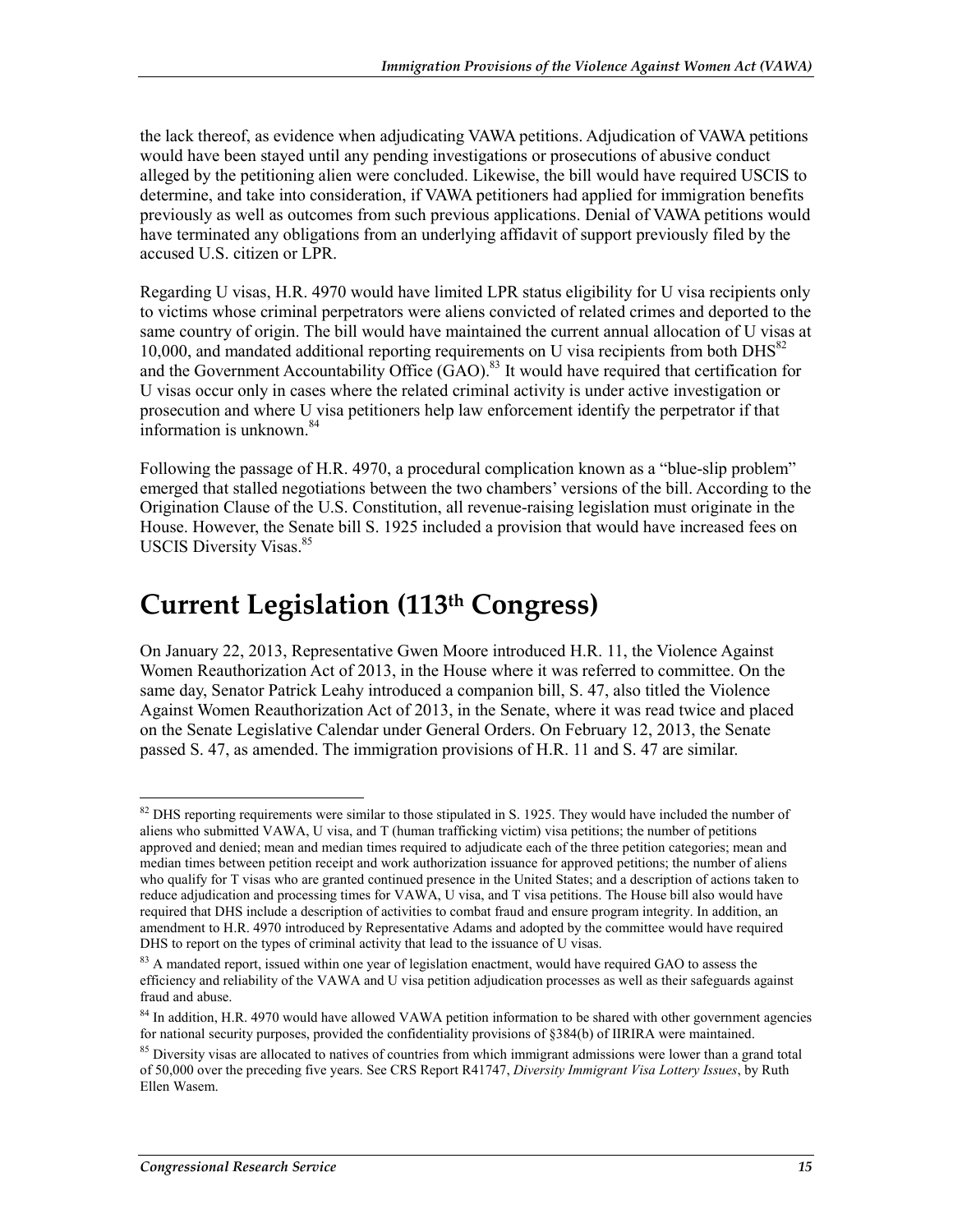the lack thereof, as evidence when adjudicating VAWA petitions. Adjudication of VAWA petitions would have been stayed until any pending investigations or prosecutions of abusive conduct alleged by the petitioning alien were concluded. Likewise, the bill would have required USCIS to determine, and take into consideration, if VAWA petitioners had applied for immigration benefits previously as well as outcomes from such previous applications. Denial of VAWA petitions would have terminated any obligations from an underlying affidavit of support previously filed by the accused U.S. citizen or LPR.

Regarding U visas, H.R. 4970 would have limited LPR status eligibility for U visa recipients only to victims whose criminal perpetrators were aliens convicted of related crimes and deported to the same country of origin. The bill would have maintained the current annual allocation of U visas at 10,000, and mandated additional reporting requirements on U visa recipients from both DHS[82] and the Government Accountability Office (GAO).[83] It would have required that certification for U visas occur only in cases where the related criminal activity is under active investigation or prosecution and where U visa petitioners help law enforcement identify the perpetrator if that information is unknown.[84]

Following the passage of H.R. 4970, a procedural complication known as a "blue-slip problem" emerged that stalled negotiations between the two chambers' versions of the bill. According to the Origination Clause of the U.S. Constitution, all revenue-raising legislation must originate in the House. However, the Senate bill S. 1925 included a provision that would have increased fees on USCIS Diversity Visas.[85]

# Current Legislation (113th Congress)

On January 22, 2013, Representative Gwen Moore introduced H.R. 11, the Violence Against Women Reauthorization Act of 2013, in the House where it was referred to committee. On the same day, Senator Patrick Leahy introduced a companion bill, S. 47, also titled the Violence Against Women Reauthorization Act of 2013, in the Senate, where it was read twice and placed on the Senate Legislative Calendar under General Orders. On February 12, 2013, the Senate passed S. 47, as amended. The immigration provisions of H.R. 11 and S. 47 are similar.

---

[82] DHS reporting requirements were similar to those stipulated in S. 1925. They would have included the number of aliens who submitted VAWA, U visa, and T (human trafficking victim) visa petitions; the number of petitions approved and denied; mean and median times required to adjudicate each of the three petition categories; mean and median times between petition receipt and work authorization issuance for approved petitions; the number of aliens who qualify for T visas who are granted continued presence in the United States; and a description of actions taken to reduce adjudication and processing times for VAWA, U visa, and T visa petitions. The House bill also would have required that DHS include a description of activities to combat fraud and ensure program integrity. In addition, an amendment to H.R. 4970 introduced by Representative Adams and adopted by the committee would have required DHS to report on the types of criminal activity that lead to the issuance of U visas.

[83] A mandated report, issued within one year of legislation enactment, would have required GAO to assess the efficiency and reliability of the VAWA and U visa petition adjudication processes as well as their safeguards against fraud and abuse.

[84] In addition, H.R. 4970 would have allowed VAWA petition information to be shared with other government agencies for national security purposes, provided the confidentiality provisions of §384(b) of IIRIRA were maintained.

[85] Diversity visas are allocated to natives of countries from which immigrant admissions were lower than a grand total of 50,000 over the preceding five years. See CRS Report R41747, *Diversity Immigrant Visa Lottery Issues*, by Ruth Ellen Wasem.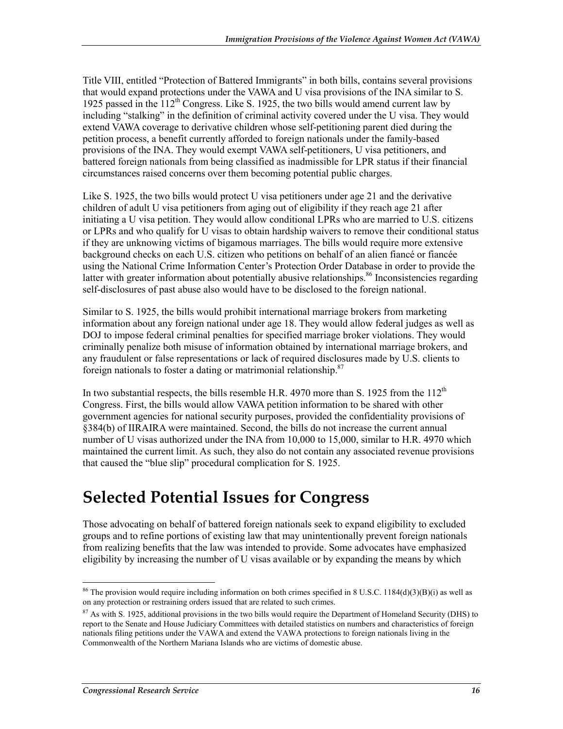Title VIII, entitled "Protection of Battered Immigrants" in both bills, contains several provisions that would expand protections under the VAWA and U visa provisions of the INA similar to S. 1925 passed in the 112th Congress. Like S. 1925, the two bills would amend current law by including "stalking" in the definition of criminal activity covered under the U visa. They would extend VAWA coverage to derivative children whose self-petitioning parent died during the petition process, a benefit currently afforded to foreign nationals under the family-based provisions of the INA. They would exempt VAWA self-petitioners, U visa petitioners, and battered foreign nationals from being classified as inadmissible for LPR status if their financial circumstances raised concerns over them becoming potential public charges.

Like S. 1925, the two bills would protect U visa petitioners under age 21 and the derivative children of adult U visa petitioners from aging out of eligibility if they reach age 21 after initiating a U visa petition. They would allow conditional LPRs who are married to U.S. citizens or LPRs and who qualify for U visas to obtain hardship waivers to remove their conditional status if they are unknowing victims of bigamous marriages. The bills would require more extensive background checks on each U.S. citizen who petitions on behalf of an alien fiancé or fiancée using the National Crime Information Center's Protection Order Database in order to provide the latter with greater information about potentially abusive relationships.[86] Inconsistencies regarding self-disclosures of past abuse also would have to be disclosed to the foreign national.

Similar to S. 1925, the bills would prohibit international marriage brokers from marketing information about any foreign national under age 18. They would allow federal judges as well as DOJ to impose federal criminal penalties for specified marriage broker violations. They would criminally penalize both misuse of information obtained by international marriage brokers, and any fraudulent or false representations or lack of required disclosures made by U.S. clients to foreign nationals to foster a dating or matrimonial relationship.[87]

In two substantial respects, the bills resemble H.R. 4970 more than S. 1925 from the 112th Congress. First, the bills would allow VAWA petition information to be shared with other government agencies for national security purposes, provided the confidentiality provisions of §384(b) of IIRAIRA were maintained. Second, the bills do not increase the current annual number of U visas authorized under the INA from 10,000 to 15,000, similar to H.R. 4970 which maintained the current limit. As such, they also do not contain any associated revenue provisions that caused the "blue slip" procedural complication for S. 1925.

# Selected Potential Issues for Congress

Those advocating on behalf of battered foreign nationals seek to expand eligibility to excluded groups and to refine portions of existing law that may unintentionally prevent foreign nationals from realizing benefits that the law was intended to provide. Some advocates have emphasized eligibility by increasing the number of U visas available or by expanding the means by which

---

[86] The provision would require including information on both crimes specified in 8 U.S.C. 1184(d)(3)(B)(i) as well as on any protection or restraining orders issued that are related to such crimes.

[87] As with S. 1925, additional provisions in the two bills would require the Department of Homeland Security (DHS) to report to the Senate and House Judiciary Committees with detailed statistics on numbers and characteristics of foreign nationals filing petitions under the VAWA and extend the VAWA protections to foreign nationals living in the Commonwealth of the Northern Mariana Islands who are victims of domestic abuse.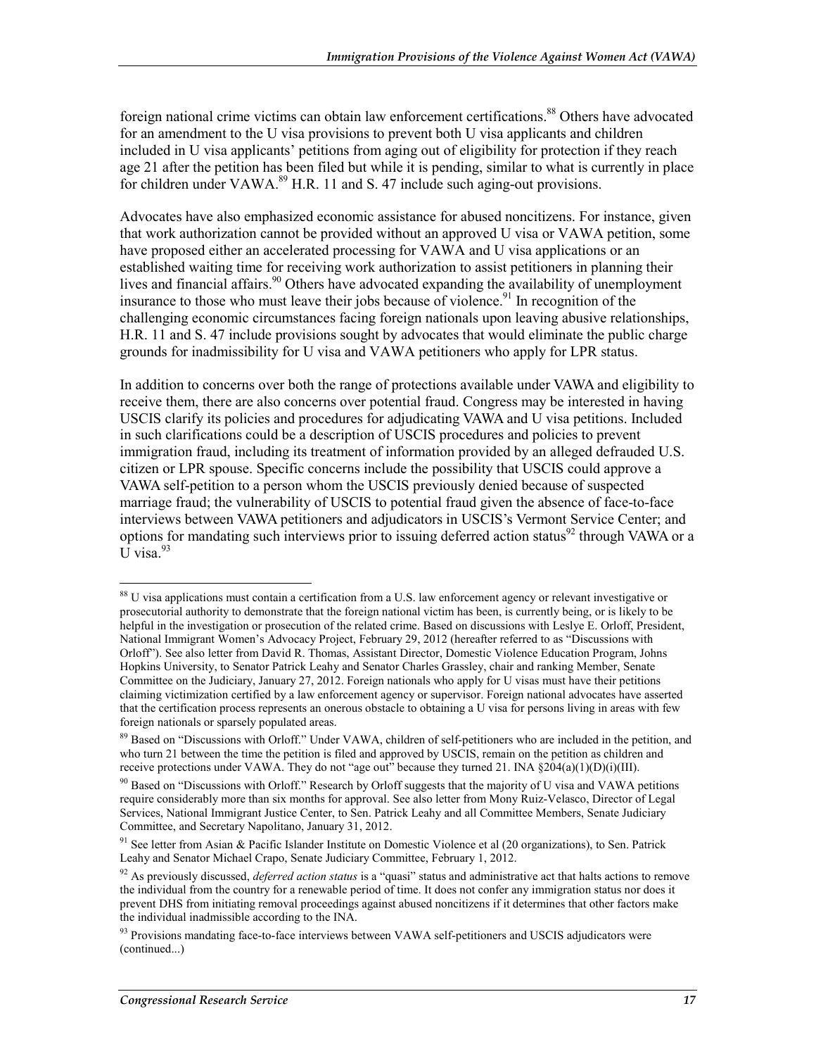foreign national crime victims can obtain law enforcement certifications.[88] Others have advocated for an amendment to the U visa provisions to prevent both U visa applicants and children included in U visa applicants' petitions from aging out of eligibility for protection if they reach age 21 after the petition has been filed but while it is pending, similar to what is currently in place for children under VAWA.[89] H.R. 11 and S. 47 include such aging-out provisions.

Advocates have also emphasized economic assistance for abused noncitizens. For instance, given that work authorization cannot be provided without an approved U visa or VAWA petition, some have proposed either an accelerated processing for VAWA and U visa applications or an established waiting time for receiving work authorization to assist petitioners in planning their lives and financial affairs.[90] Others have advocated expanding the availability of unemployment insurance to those who must leave their jobs because of violence.[91] In recognition of the challenging economic circumstances facing foreign nationals upon leaving abusive relationships, H.R. 11 and S. 47 include provisions sought by advocates that would eliminate the public charge grounds for inadmissibility for U visa and VAWA petitioners who apply for LPR status.

In addition to concerns over both the range of protections available under VAWA and eligibility to receive them, there are also concerns over potential fraud. Congress may be interested in having USCIS clarify its policies and procedures for adjudicating VAWA and U visa petitions. Included in such clarifications could be a description of USCIS procedures and policies to prevent immigration fraud, including its treatment of information provided by an alleged defrauded U.S. citizen or LPR spouse. Specific concerns include the possibility that USCIS could approve a VAWA self-petition to a person whom the USCIS previously denied because of suspected marriage fraud; the vulnerability of USCIS to potential fraud given the absence of face-to-face interviews between VAWA petitioners and adjudicators in USCIS's Vermont Service Center; and options for mandating such interviews prior to issuing deferred action status[92] through VAWA or a U visa.[93]

---

[88] U visa applications must contain a certification from a U.S. law enforcement agency or relevant investigative or prosecutorial authority to demonstrate that the foreign national victim has been, is currently being, or is likely to be helpful in the investigation or prosecution of the related crime. Based on discussions with Leslye E. Orloff, President, National Immigrant Women's Advocacy Project, February 29, 2012 (hereafter referred to as "Discussions with Orloff"). See also letter from David R. Thomas, Assistant Director, Domestic Violence Education Program, Johns Hopkins University, to Senator Patrick Leahy and Senator Charles Grassley, chair and ranking Member, Senate Committee on the Judiciary, January 27, 2012. Foreign nationals who apply for U visas must have their petitions claiming victimization certified by a law enforcement agency or supervisor. Foreign national advocates have asserted that the certification process represents an onerous obstacle to obtaining a U visa for persons living in areas with few foreign nationals or sparsely populated areas.

[89] Based on "Discussions with Orloff." Under VAWA, children of self-petitioners who are included in the petition, and who turn 21 between the time the petition is filed and approved by USCIS, remain on the petition as children and receive protections under VAWA. They do not "age out" because they turned 21. INA §204(a)(1)(D)(i)(III).

[90] Based on "Discussions with Orloff." Research by Orloff suggests that the majority of U visa and VAWA petitions require considerably more than six months for approval. See also letter from Mony Ruiz-Velasco, Director of Legal Services, National Immigrant Justice Center, to Sen. Patrick Leahy and all Committee Members, Senate Judiciary Committee, and Secretary Napolitano, January 31, 2012.

[91] See letter from Asian & Pacific Islander Institute on Domestic Violence et al (20 organizations), to Sen. Patrick Leahy and Senator Michael Crapo, Senate Judiciary Committee, February 1, 2012.

[92] As previously discussed, *deferred action status* is a "quasi" status and administrative act that halts actions to remove the individual from the country for a renewable period of time. It does not confer any immigration status nor does it prevent DHS from initiating removal proceedings against abused noncitizens if it determines that other factors make the individual inadmissible according to the INA.

[93] Provisions mandating face-to-face interviews between VAWA self-petitioners and USCIS adjudicators were (continued...)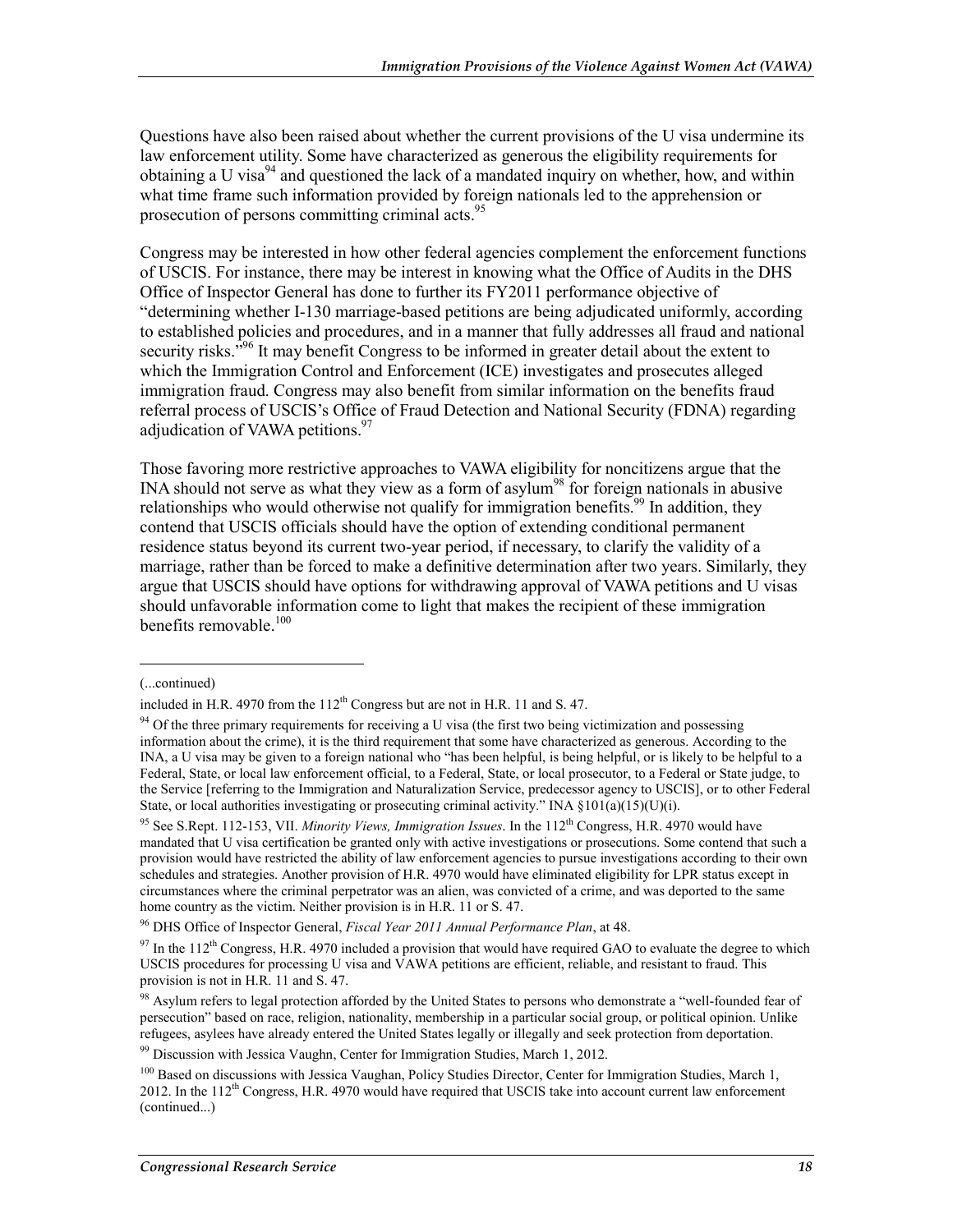Questions have also been raised about whether the current provisions of the U visa undermine its law enforcement utility. Some have characterized as generous the eligibility requirements for obtaining a U visa[94] and questioned the lack of a mandated inquiry on whether, how, and within what time frame such information provided by foreign nationals led to the apprehension or prosecution of persons committing criminal acts.[95]

Congress may be interested in how other federal agencies complement the enforcement functions of USCIS. For instance, there may be interest in knowing what the Office of Audits in the DHS Office of Inspector General has done to further its FY2011 performance objective of "determining whether I-130 marriage-based petitions are being adjudicated uniformly, according to established policies and procedures, and in a manner that fully addresses all fraud and national security risks."[96] It may benefit Congress to be informed in greater detail about the extent to which the Immigration Control and Enforcement (ICE) investigates and prosecutes alleged immigration fraud. Congress may also benefit from similar information on the benefits fraud referral process of USCIS's Office of Fraud Detection and National Security (FDNA) regarding adjudication of VAWA petitions.[97]

Those favoring more restrictive approaches to VAWA eligibility for noncitizens argue that the INA should not serve as what they view as a form of asylum[98] for foreign nationals in abusive relationships who would otherwise not qualify for immigration benefits.[99] In addition, they contend that USCIS officials should have the option of extending conditional permanent residence status beyond its current two-year period, if necessary, to clarify the validity of a marriage, rather than be forced to make a definitive determination after two years. Similarly, they argue that USCIS should have options for withdrawing approval of VAWA petitions and U visas should unfavorable information come to light that makes the recipient of these immigration benefits removable.[100]

---

(...continued)

included in H.R. 4970 from the 112th Congress but are not in H.R. 11 and S. 47.

[94] Of the three primary requirements for receiving a U visa (the first two being victimization and possessing information about the crime), it is the third requirement that some have characterized as generous. According to the INA, a U visa may be given to a foreign national who "has been helpful, is being helpful, or is likely to be helpful to a Federal, State, or local law enforcement official, to a Federal, State, or local prosecutor, to a Federal or State judge, to the Service [referring to the Immigration and Naturalization Service, predecessor agency to USCIS], or to other Federal State, or local authorities investigating or prosecuting criminal activity." INA §101(a)(15)(U)(i).

[95] See S.Rept. 112-153, VII. *Minority Views, Immigration Issues*. In the 112th Congress, H.R. 4970 would have mandated that U visa certification be granted only with active investigations or prosecutions. Some contend that such a provision would have restricted the ability of law enforcement agencies to pursue investigations according to their own schedules and strategies. Another provision of H.R. 4970 would have eliminated eligibility for LPR status except in circumstances where the criminal perpetrator was an alien, was convicted of a crime, and was deported to the same home country as the victim. Neither provision is in H.R. 11 or S. 47.

[96] DHS Office of Inspector General, *Fiscal Year 2011 Annual Performance Plan*, at 48.

[97] In the 112th Congress, H.R. 4970 included a provision that would have required GAO to evaluate the degree to which USCIS procedures for processing U visa and VAWA petitions are efficient, reliable, and resistant to fraud. This provision is not in H.R. 11 and S. 47.

[98] Asylum refers to legal protection afforded by the United States to persons who demonstrate a "well-founded fear of persecution" based on race, religion, nationality, membership in a particular social group, or political opinion. Unlike refugees, asylees have already entered the United States legally or illegally and seek protection from deportation.

[99] Discussion with Jessica Vaughn, Center for Immigration Studies, March 1, 2012.

[100] Based on discussions with Jessica Vaughan, Policy Studies Director, Center for Immigration Studies, March 1, 2012. In the 112th Congress, H.R. 4970 would have required that USCIS take into account current law enforcement (continued...)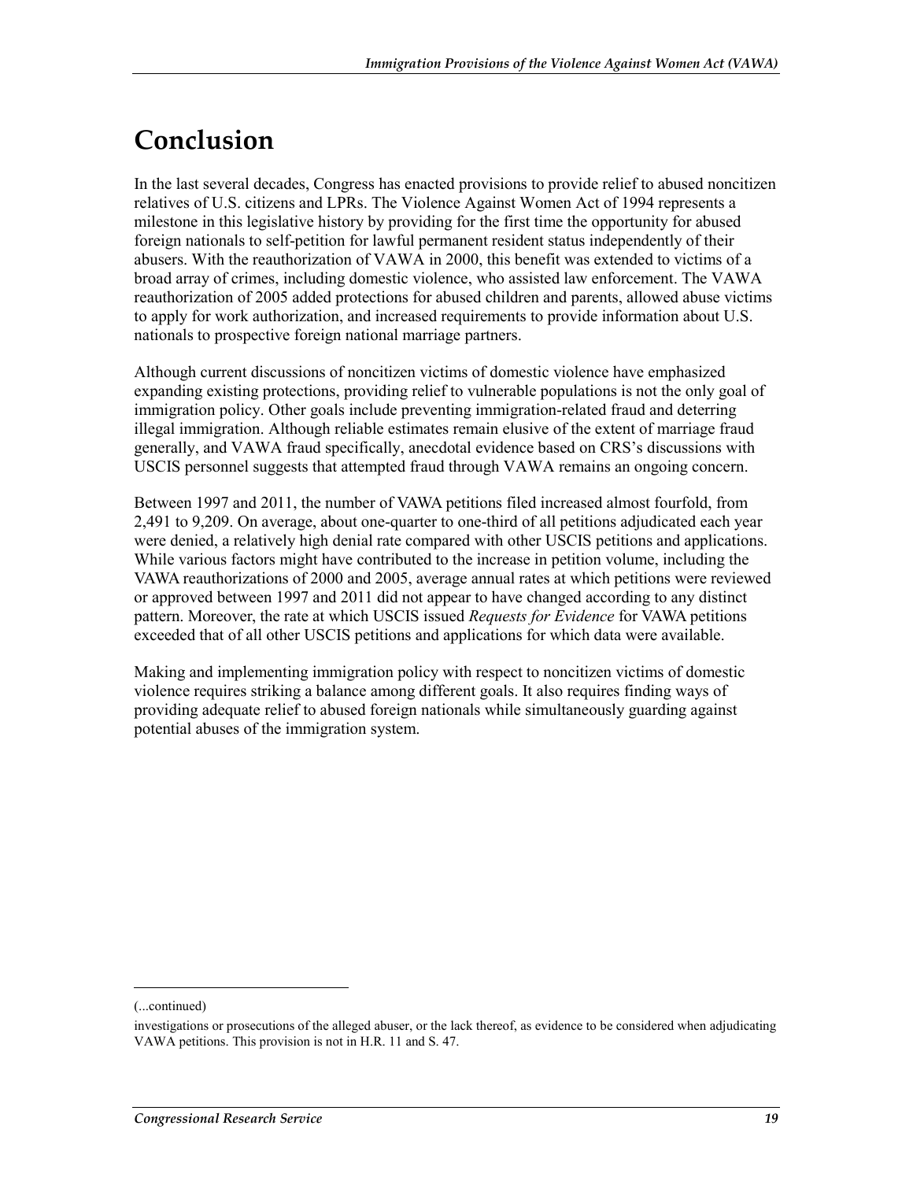# Conclusion

In the last several decades, Congress has enacted provisions to provide relief to abused noncitizen relatives of U.S. citizens and LPRs. The Violence Against Women Act of 1994 represents a milestone in this legislative history by providing for the first time the opportunity for abused foreign nationals to self-petition for lawful permanent resident status independently of their abusers. With the reauthorization of VAWA in 2000, this benefit was extended to victims of a broad array of crimes, including domestic violence, who assisted law enforcement. The VAWA reauthorization of 2005 added protections for abused children and parents, allowed abuse victims to apply for work authorization, and increased requirements to provide information about U.S. nationals to prospective foreign national marriage partners.

Although current discussions of noncitizen victims of domestic violence have emphasized expanding existing protections, providing relief to vulnerable populations is not the only goal of immigration policy. Other goals include preventing immigration-related fraud and deterring illegal immigration. Although reliable estimates remain elusive of the extent of marriage fraud generally, and VAWA fraud specifically, anecdotal evidence based on CRS's discussions with USCIS personnel suggests that attempted fraud through VAWA remains an ongoing concern.

Between 1997 and 2011, the number of VAWA petitions filed increased almost fourfold, from 2,491 to 9,209. On average, about one-quarter to one-third of all petitions adjudicated each year were denied, a relatively high denial rate compared with other USCIS petitions and applications. While various factors might have contributed to the increase in petition volume, including the VAWA reauthorizations of 2000 and 2005, average annual rates at which petitions were reviewed or approved between 1997 and 2011 did not appear to have changed according to any distinct pattern. Moreover, the rate at which USCIS issued *Requests for Evidence* for VAWA petitions exceeded that of all other USCIS petitions and applications for which data were available.

Making and implementing immigration policy with respect to noncitizen victims of domestic violence requires striking a balance among different goals. It also requires finding ways of providing adequate relief to abused foreign nationals while simultaneously guarding against potential abuses of the immigration system.

(...continued)

investigations or prosecutions of the alleged abuser, or the lack thereof, as evidence to be considered when adjudicating VAWA petitions. This provision is not in H.R. 11 and S. 47.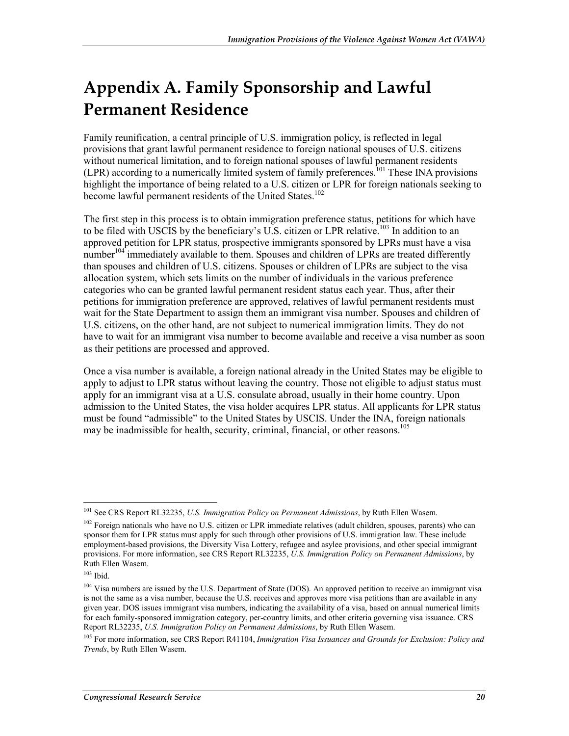# Appendix A. Family Sponsorship and Lawful Permanent Residence

Family reunification, a central principle of U.S. immigration policy, is reflected in legal provisions that grant lawful permanent residence to foreign national spouses of U.S. citizens without numerical limitation, and to foreign national spouses of lawful permanent residents (LPR) according to a numerically limited system of family preferences.[101] These INA provisions highlight the importance of being related to a U.S. citizen or LPR for foreign nationals seeking to become lawful permanent residents of the United States.[102]

The first step in this process is to obtain immigration preference status, petitions for which have to be filed with USCIS by the beneficiary's U.S. citizen or LPR relative.[103] In addition to an approved petition for LPR status, prospective immigrants sponsored by LPRs must have a visa number[104] immediately available to them. Spouses and children of LPRs are treated differently than spouses and children of U.S. citizens. Spouses or children of LPRs are subject to the visa allocation system, which sets limits on the number of individuals in the various preference categories who can be granted lawful permanent resident status each year. Thus, after their petitions for immigration preference are approved, relatives of lawful permanent residents must wait for the State Department to assign them an immigrant visa number. Spouses and children of U.S. citizens, on the other hand, are not subject to numerical immigration limits. They do not have to wait for an immigrant visa number to become available and receive a visa number as soon as their petitions are processed and approved.

Once a visa number is available, a foreign national already in the United States may be eligible to apply to adjust to LPR status without leaving the country. Those not eligible to adjust status must apply for an immigrant visa at a U.S. consulate abroad, usually in their home country. Upon admission to the United States, the visa holder acquires LPR status. All applicants for LPR status must be found "admissible" to the United States by USCIS. Under the INA, foreign nationals may be inadmissible for health, security, criminal, financial, or other reasons.[105]

---

[101] See CRS Report RL32235, *U.S. Immigration Policy on Permanent Admissions*, by Ruth Ellen Wasem.

[102] Foreign nationals who have no U.S. citizen or LPR immediate relatives (adult children, spouses, parents) who can sponsor them for LPR status must apply for such through other provisions of U.S. immigration law. These include employment-based provisions, the Diversity Visa Lottery, refugee and asylee provisions, and other special immigrant provisions. For more information, see CRS Report RL32235, *U.S. Immigration Policy on Permanent Admissions*, by Ruth Ellen Wasem.

[103] Ibid.

[104] Visa numbers are issued by the U.S. Department of State (DOS). An approved petition to receive an immigrant visa is not the same as a visa number, because the U.S. receives and approves more visa petitions than are available in any given year. DOS issues immigrant visa numbers, indicating the availability of a visa, based on annual numerical limits for each family-sponsored immigration category, per-country limits, and other criteria governing visa issuance. CRS Report RL32235, *U.S. Immigration Policy on Permanent Admissions*, by Ruth Ellen Wasem.

[105] For more information, see CRS Report R41104, *Immigration Visa Issuances and Grounds for Exclusion: Policy and Trends*, by Ruth Ellen Wasem.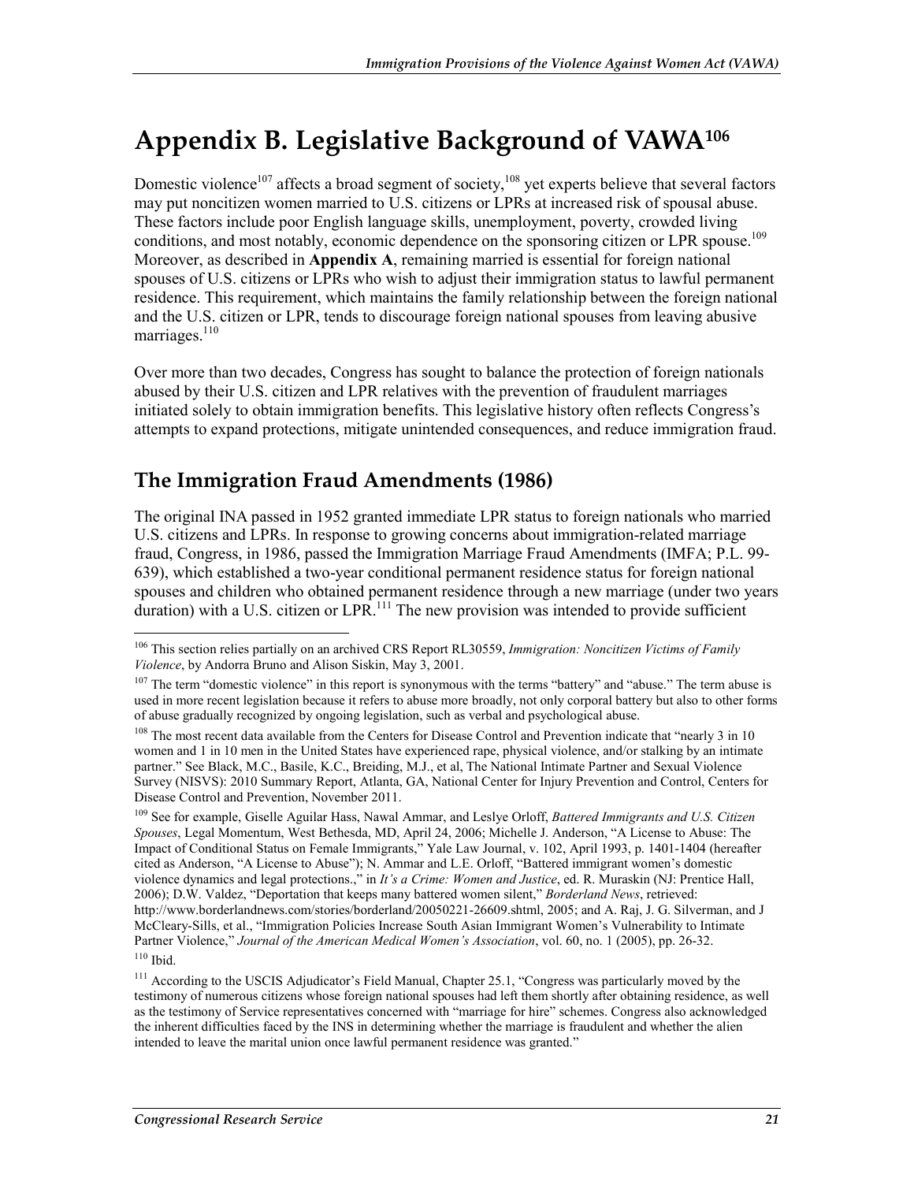# Appendix B. Legislative Background of VAWA[106]

Domestic violence[107] affects a broad segment of society,[108] yet experts believe that several factors may put noncitizen women married to U.S. citizens or LPRs at increased risk of spousal abuse. These factors include poor English language skills, unemployment, poverty, crowded living conditions, and most notably, economic dependence on the sponsoring citizen or LPR spouse.[109] Moreover, as described in **Appendix A**, remaining married is essential for foreign national spouses of U.S. citizens or LPRs who wish to adjust their immigration status to lawful permanent residence. This requirement, which maintains the family relationship between the foreign national and the U.S. citizen or LPR, tends to discourage foreign national spouses from leaving abusive marriages.[110]

Over more than two decades, Congress has sought to balance the protection of foreign nationals abused by their U.S. citizen and LPR relatives with the prevention of fraudulent marriages initiated solely to obtain immigration benefits. This legislative history often reflects Congress's attempts to expand protections, mitigate unintended consequences, and reduce immigration fraud.

## The Immigration Fraud Amendments (1986)

The original INA passed in 1952 granted immediate LPR status to foreign nationals who married U.S. citizens and LPRs. In response to growing concerns about immigration-related marriage fraud, Congress, in 1986, passed the Immigration Marriage Fraud Amendments (IMFA; P.L. 99-639), which established a two-year conditional permanent residence status for foreign national spouses and children who obtained permanent residence through a new marriage (under two years duration) with a U.S. citizen or LPR.[111] The new provision was intended to provide sufficient

---

[106] This section relies partially on an archived CRS Report RL30559, *Immigration: Noncitizen Victims of Family Violence*, by Andorra Bruno and Alison Siskin, May 3, 2001.

[107] The term "domestic violence" in this report is synonymous with the terms "battery" and "abuse." The term abuse is used in more recent legislation because it refers to abuse more broadly, not only corporal battery but also to other forms of abuse gradually recognized by ongoing legislation, such as verbal and psychological abuse.

[108] The most recent data available from the Centers for Disease Control and Prevention indicate that "nearly 3 in 10 women and 1 in 10 men in the United States have experienced rape, physical violence, and/or stalking by an intimate partner." See Black, M.C., Basile, K.C., Breiding, M.J., et al, The National Intimate Partner and Sexual Violence Survey (NISVS): 2010 Summary Report, Atlanta, GA, National Center for Injury Prevention and Control, Centers for Disease Control and Prevention, November 2011.

[109] See for example, Giselle Aguilar Hass, Nawal Ammar, and Leslye Orloff, *Battered Immigrants and U.S. Citizen Spouses*, Legal Momentum, West Bethesda, MD, April 24, 2006; Michelle J. Anderson, "A License to Abuse: The Impact of Conditional Status on Female Immigrants," Yale Law Journal, v. 102, April 1993, p. 1401-1404 (hereafter cited as Anderson, "A License to Abuse"); N. Ammar and L.E. Orloff, "Battered immigrant women's domestic violence dynamics and legal protections.," in *It's a Crime: Women and Justice*, ed. R. Muraskin (NJ: Prentice Hall, 2006); D.W. Valdez, "Deportation that keeps many battered women silent," *Borderland News*, retrieved: http://www.borderlandnews.com/stories/borderland/20050221-26609.shtml, 2005; and A. Raj, J. G. Silverman, and J McCleary-Sills, et al., "Immigration Policies Increase South Asian Immigrant Women's Vulnerability to Intimate Partner Violence," *Journal of the American Medical Women's Association*, vol. 60, no. 1 (2005), pp. 26-32.

[110] Ibid.

[111] According to the USCIS Adjudicator's Field Manual, Chapter 25.1, "Congress was particularly moved by the testimony of numerous citizens whose foreign national spouses had left them shortly after obtaining residence, as well as the testimony of Service representatives concerned with "marriage for hire" schemes. Congress also acknowledged the inherent difficulties faced by the INS in determining whether the marriage is fraudulent and whether the alien intended to leave the marital union once lawful permanent residence was granted."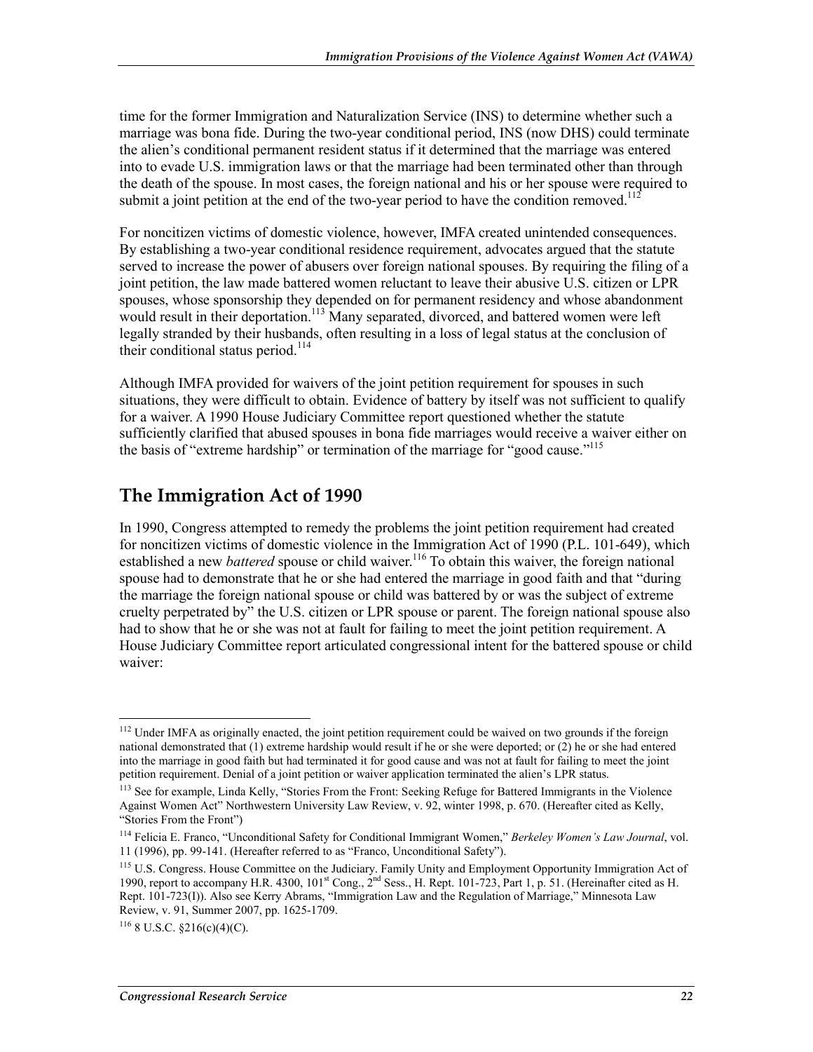time for the former Immigration and Naturalization Service (INS) to determine whether such a marriage was bona fide. During the two-year conditional period, INS (now DHS) could terminate the alien's conditional permanent resident status if it determined that the marriage was entered into to evade U.S. immigration laws or that the marriage had been terminated other than through the death of the spouse. In most cases, the foreign national and his or her spouse were required to submit a joint petition at the end of the two-year period to have the condition removed.[112]

For noncitizen victims of domestic violence, however, IMFA created unintended consequences. By establishing a two-year conditional residence requirement, advocates argued that the statute served to increase the power of abusers over foreign national spouses. By requiring the filing of a joint petition, the law made battered women reluctant to leave their abusive U.S. citizen or LPR spouses, whose sponsorship they depended on for permanent residency and whose abandonment would result in their deportation.[113] Many separated, divorced, and battered women were left legally stranded by their husbands, often resulting in a loss of legal status at the conclusion of their conditional status period.[114]

Although IMFA provided for waivers of the joint petition requirement for spouses in such situations, they were difficult to obtain. Evidence of battery by itself was not sufficient to qualify for a waiver. A 1990 House Judiciary Committee report questioned whether the statute sufficiently clarified that abused spouses in bona fide marriages would receive a waiver either on the basis of "extreme hardship" or termination of the marriage for "good cause."[115]

## The Immigration Act of 1990

In 1990, Congress attempted to remedy the problems the joint petition requirement had created for noncitizen victims of domestic violence in the Immigration Act of 1990 (P.L. 101-649), which established a new *battered* spouse or child waiver.[116] To obtain this waiver, the foreign national spouse had to demonstrate that he or she had entered the marriage in good faith and that "during the marriage the foreign national spouse or child was battered by or was the subject of extreme cruelty perpetrated by" the U.S. citizen or LPR spouse or parent. The foreign national spouse also had to show that he or she was not at fault for failing to meet the joint petition requirement. A House Judiciary Committee report articulated congressional intent for the battered spouse or child waiver:

---

[112] Under IMFA as originally enacted, the joint petition requirement could be waived on two grounds if the foreign national demonstrated that (1) extreme hardship would result if he or she were deported; or (2) he or she had entered into the marriage in good faith but had terminated it for good cause and was not at fault for failing to meet the joint petition requirement. Denial of a joint petition or waiver application terminated the alien's LPR status.

[113] See for example, Linda Kelly, "Stories From the Front: Seeking Refuge for Battered Immigrants in the Violence Against Women Act" Northwestern University Law Review, v. 92, winter 1998, p. 670. (Hereafter cited as Kelly, "Stories From the Front")

[114] Felicia E. Franco, "Unconditional Safety for Conditional Immigrant Women," *Berkeley Women's Law Journal*, vol. 11 (1996), pp. 99-141. (Hereafter referred to as "Franco, Unconditional Safety").

[115] U.S. Congress. House Committee on the Judiciary. Family Unity and Employment Opportunity Immigration Act of 1990, report to accompany H.R. 4300, 101st Cong., 2nd Sess., H. Rept. 101-723, Part 1, p. 51. (Hereinafter cited as H. Rept. 101-723(I)). Also see Kerry Abrams, "Immigration Law and the Regulation of Marriage," Minnesota Law Review, v. 91, Summer 2007, pp. 1625-1709.

[116] 8 U.S.C. §216(c)(4)(C).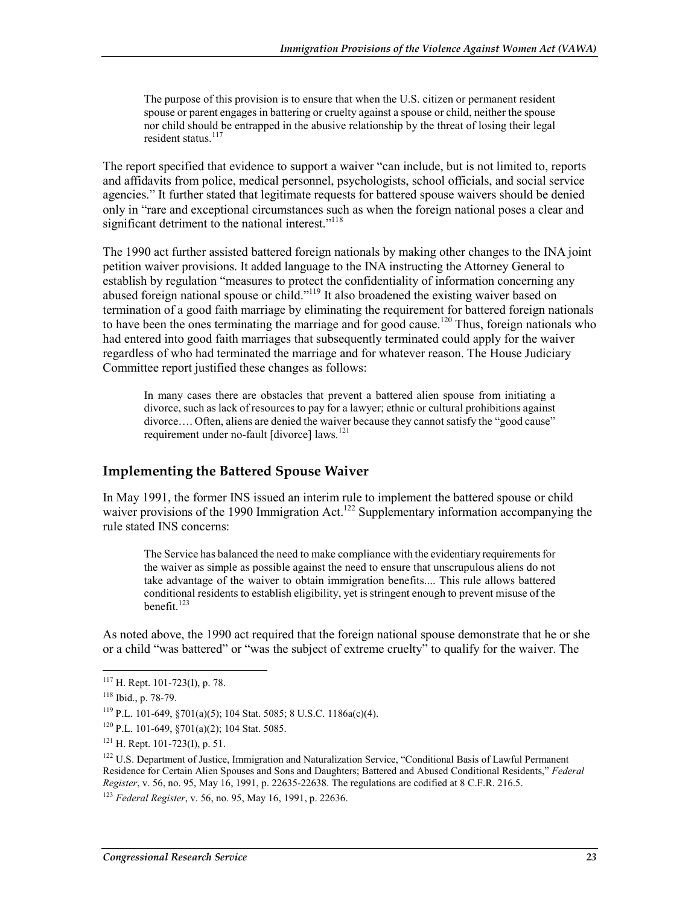> The purpose of this provision is to ensure that when the U.S. citizen or permanent resident spouse or parent engages in battering or cruelty against a spouse or child, neither the spouse nor child should be entrapped in the abusive relationship by the threat of losing their legal resident status.[117]

The report specified that evidence to support a waiver "can include, but is not limited to, reports and affidavits from police, medical personnel, psychologists, school officials, and social service agencies." It further stated that legitimate requests for battered spouse waivers should be denied only in "rare and exceptional circumstances such as when the foreign national poses a clear and significant detriment to the national interest."[118]

The 1990 act further assisted battered foreign nationals by making other changes to the INA joint petition waiver provisions. It added language to the INA instructing the Attorney General to establish by regulation "measures to protect the confidentiality of information concerning any abused foreign national spouse or child."[119] It also broadened the existing waiver based on termination of a good faith marriage by eliminating the requirement for battered foreign nationals to have been the ones terminating the marriage and for good cause.[120] Thus, foreign nationals who had entered into good faith marriages that subsequently terminated could apply for the waiver regardless of who had terminated the marriage and for whatever reason. The House Judiciary Committee report justified these changes as follows:

> In many cases there are obstacles that prevent a battered alien spouse from initiating a divorce, such as lack of resources to pay for a lawyer; ethnic or cultural prohibitions against divorce…. Often, aliens are denied the waiver because they cannot satisfy the "good cause" requirement under no-fault [divorce] laws.[121]

## Implementing the Battered Spouse Waiver

In May 1991, the former INS issued an interim rule to implement the battered spouse or child waiver provisions of the 1990 Immigration Act.[122] Supplementary information accompanying the rule stated INS concerns:

> The Service has balanced the need to make compliance with the evidentiary requirements for the waiver as simple as possible against the need to ensure that unscrupulous aliens do not take advantage of the waiver to obtain immigration benefits.... This rule allows battered conditional residents to establish eligibility, yet is stringent enough to prevent misuse of the benefit.[123]

As noted above, the 1990 act required that the foreign national spouse demonstrate that he or she or a child "was battered" or "was the subject of extreme cruelty" to qualify for the waiver. The

---

[117] H. Rept. 101-723(I), p. 78.

[118] Ibid., p. 78-79.

[119] P.L. 101-649, §701(a)(5); 104 Stat. 5085; 8 U.S.C. 1186a(c)(4).

[120] P.L. 101-649, §701(a)(2); 104 Stat. 5085.

[121] H. Rept. 101-723(I), p. 51.

[122] U.S. Department of Justice, Immigration and Naturalization Service, "Conditional Basis of Lawful Permanent Residence for Certain Alien Spouses and Sons and Daughters; Battered and Abused Conditional Residents," *Federal Register*, v. 56, no. 95, May 16, 1991, p. 22635-22638. The regulations are codified at 8 C.F.R. 216.5.

[123] *Federal Register*, v. 56, no. 95, May 16, 1991, p. 22636.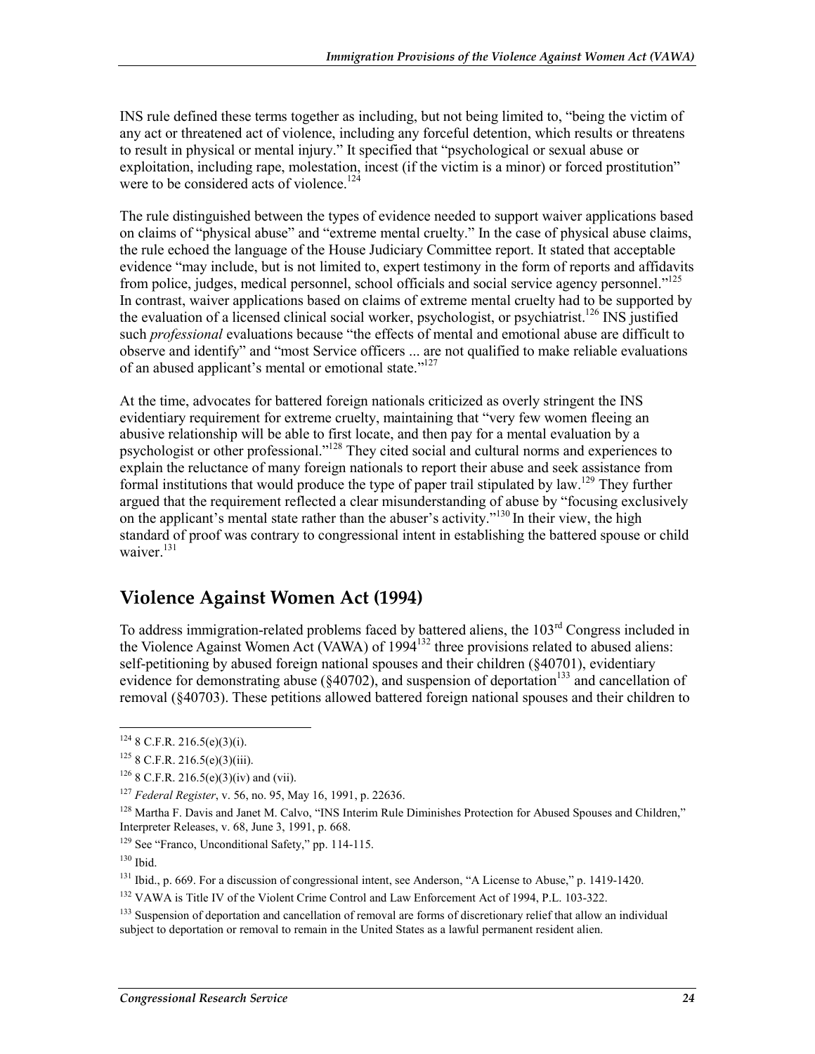INS rule defined these terms together as including, but not being limited to, "being the victim of any act or threatened act of violence, including any forceful detention, which results or threatens to result in physical or mental injury." It specified that "psychological or sexual abuse or exploitation, including rape, molestation, incest (if the victim is a minor) or forced prostitution" were to be considered acts of violence.[124]

The rule distinguished between the types of evidence needed to support waiver applications based on claims of "physical abuse" and "extreme mental cruelty." In the case of physical abuse claims, the rule echoed the language of the House Judiciary Committee report. It stated that acceptable evidence "may include, but is not limited to, expert testimony in the form of reports and affidavits from police, judges, medical personnel, school officials and social service agency personnel."[125] In contrast, waiver applications based on claims of extreme mental cruelty had to be supported by the evaluation of a licensed clinical social worker, psychologist, or psychiatrist.[126] INS justified such *professional* evaluations because "the effects of mental and emotional abuse are difficult to observe and identify" and "most Service officers ... are not qualified to make reliable evaluations of an abused applicant's mental or emotional state."[127]

At the time, advocates for battered foreign nationals criticized as overly stringent the INS evidentiary requirement for extreme cruelty, maintaining that "very few women fleeing an abusive relationship will be able to first locate, and then pay for a mental evaluation by a psychologist or other professional."[128] They cited social and cultural norms and experiences to explain the reluctance of many foreign nationals to report their abuse and seek assistance from formal institutions that would produce the type of paper trail stipulated by law.[129] They further argued that the requirement reflected a clear misunderstanding of abuse by "focusing exclusively on the applicant's mental state rather than the abuser's activity."[130] In their view, the high standard of proof was contrary to congressional intent in establishing the battered spouse or child waiver.[131]

## Violence Against Women Act (1994)

To address immigration-related problems faced by battered aliens, the 103rd Congress included in the Violence Against Women Act (VAWA) of 1994[132] three provisions related to abused aliens: self-petitioning by abused foreign national spouses and their children (§40701), evidentiary evidence for demonstrating abuse (§40702), and suspension of deportation[133] and cancellation of removal (§40703). These petitions allowed battered foreign national spouses and their children to

---

[124] 8 C.F.R. 216.5(e)(3)(i).

[125] 8 C.F.R. 216.5(e)(3)(iii).

[126] 8 C.F.R. 216.5(e)(3)(iv) and (vii).

[127] *Federal Register*, v. 56, no. 95, May 16, 1991, p. 22636.

[128] Martha F. Davis and Janet M. Calvo, "INS Interim Rule Diminishes Protection for Abused Spouses and Children," Interpreter Releases, v. 68, June 3, 1991, p. 668.

[129] See "Franco, Unconditional Safety," pp. 114-115.

[130] Ibid.

[131] Ibid., p. 669. For a discussion of congressional intent, see Anderson, "A License to Abuse," p. 1419-1420.

[132] VAWA is Title IV of the Violent Crime Control and Law Enforcement Act of 1994, P.L. 103-322.

[133] Suspension of deportation and cancellation of removal are forms of discretionary relief that allow an individual subject to deportation or removal to remain in the United States as a lawful permanent resident alien.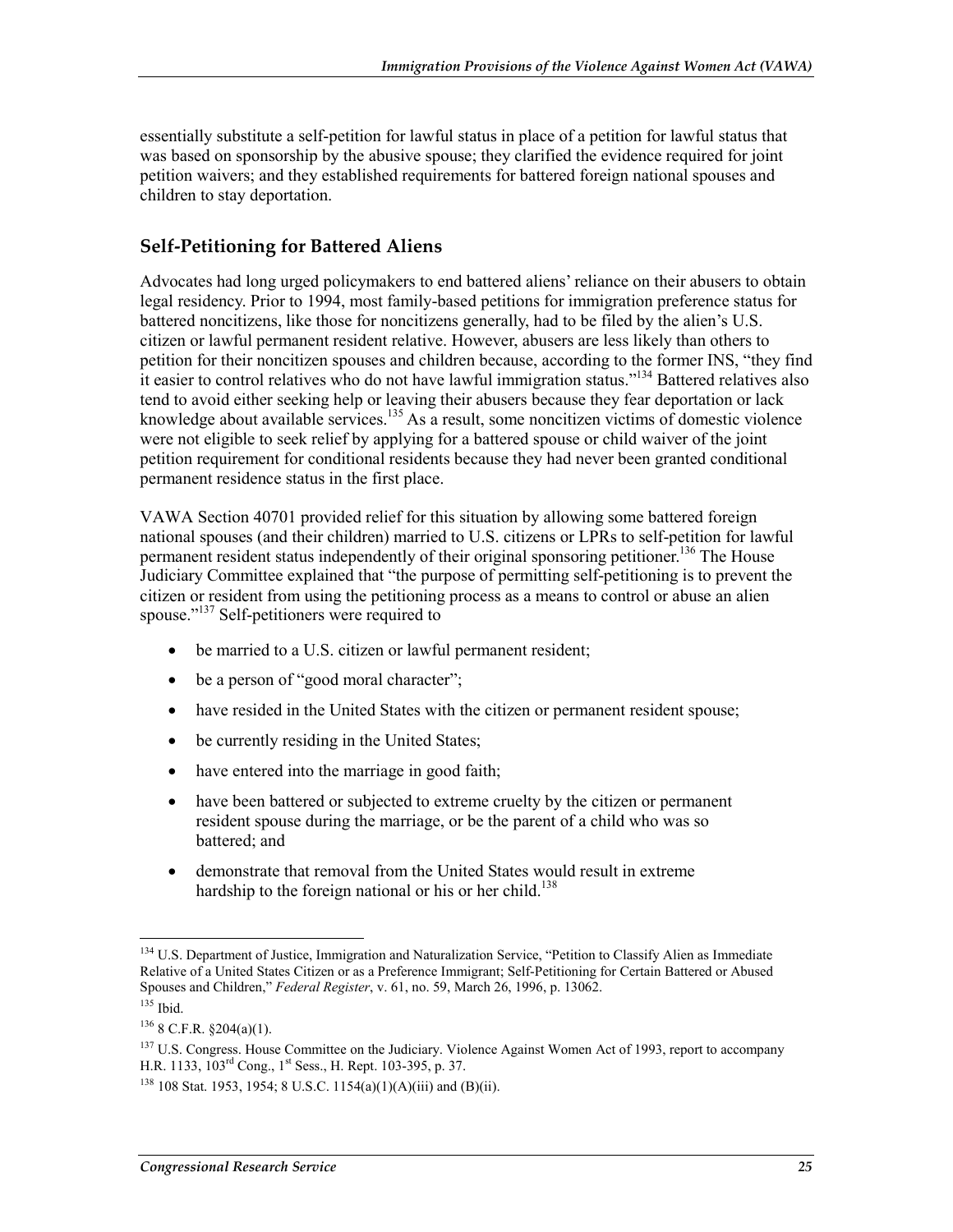essentially substitute a self-petition for lawful status in place of a petition for lawful status that was based on sponsorship by the abusive spouse; they clarified the evidence required for joint petition waivers; and they established requirements for battered foreign national spouses and children to stay deportation.

## Self-Petitioning for Battered Aliens

Advocates had long urged policymakers to end battered aliens' reliance on their abusers to obtain legal residency. Prior to 1994, most family-based petitions for immigration preference status for battered noncitizens, like those for noncitizens generally, had to be filed by the alien's U.S. citizen or lawful permanent resident relative. However, abusers are less likely than others to petition for their noncitizen spouses and children because, according to the former INS, "they find it easier to control relatives who do not have lawful immigration status."[134] Battered relatives also tend to avoid either seeking help or leaving their abusers because they fear deportation or lack knowledge about available services.[135] As a result, some noncitizen victims of domestic violence were not eligible to seek relief by applying for a battered spouse or child waiver of the joint petition requirement for conditional residents because they had never been granted conditional permanent residence status in the first place.

VAWA Section 40701 provided relief for this situation by allowing some battered foreign national spouses (and their children) married to U.S. citizens or LPRs to self-petition for lawful permanent resident status independently of their original sponsoring petitioner.[136] The House Judiciary Committee explained that "the purpose of permitting self-petitioning is to prevent the citizen or resident from using the petitioning process as a means to control or abuse an alien spouse."[137] Self-petitioners were required to

- be married to a U.S. citizen or lawful permanent resident;
- be a person of "good moral character";
- have resided in the United States with the citizen or permanent resident spouse;
- be currently residing in the United States;
- have entered into the marriage in good faith;
- have been battered or subjected to extreme cruelty by the citizen or permanent resident spouse during the marriage, or be the parent of a child who was so battered; and
- demonstrate that removal from the United States would result in extreme hardship to the foreign national or his or her child.[138]

---

[134] U.S. Department of Justice, Immigration and Naturalization Service, "Petition to Classify Alien as Immediate Relative of a United States Citizen or as a Preference Immigrant; Self-Petitioning for Certain Battered or Abused Spouses and Children," *Federal Register*, v. 61, no. 59, March 26, 1996, p. 13062.

[135] Ibid.

[136] 8 C.F.R. §204(a)(1).

[137] U.S. Congress. House Committee on the Judiciary. Violence Against Women Act of 1993, report to accompany H.R. 1133, 103rd Cong., 1st Sess., H. Rept. 103-395, p. 37.

[138] 108 Stat. 1953, 1954; 8 U.S.C. 1154(a)(1)(A)(iii) and (B)(ii).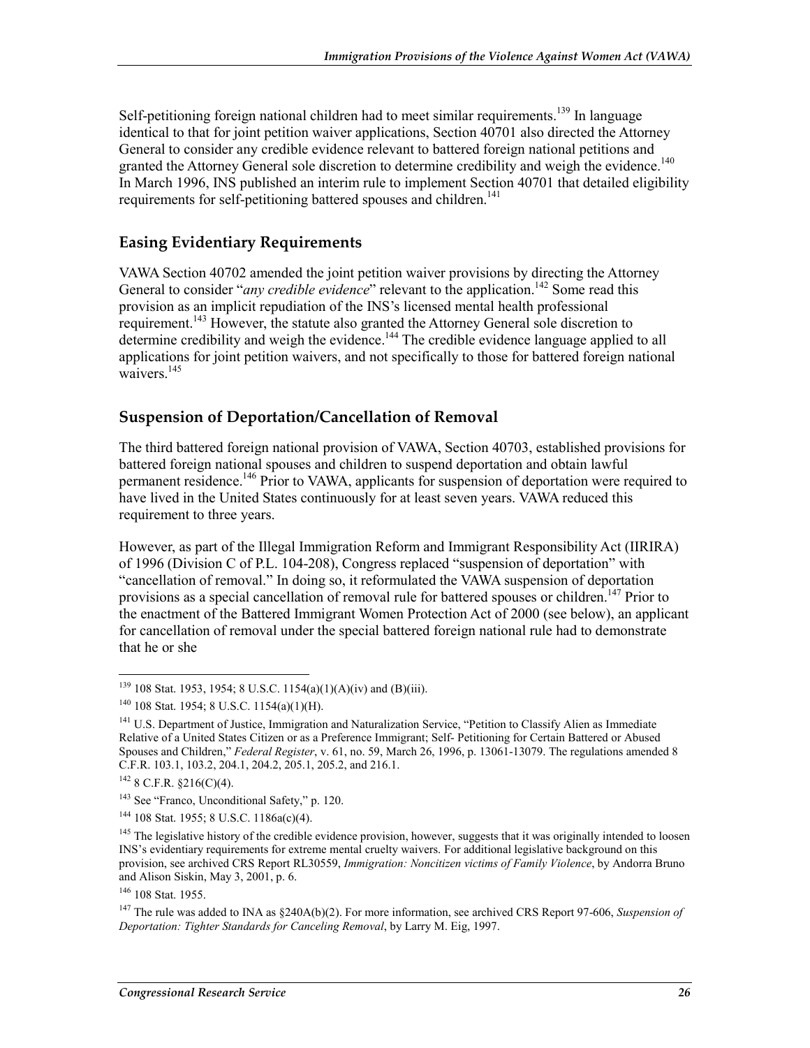Self-petitioning foreign national children had to meet similar requirements.[139] In language identical to that for joint petition waiver applications, Section 40701 also directed the Attorney General to consider any credible evidence relevant to battered foreign national petitions and granted the Attorney General sole discretion to determine credibility and weigh the evidence.[140] In March 1996, INS published an interim rule to implement Section 40701 that detailed eligibility requirements for self-petitioning battered spouses and children.[141]

### Easing Evidentiary Requirements

VAWA Section 40702 amended the joint petition waiver provisions by directing the Attorney General to consider "*any credible evidence*" relevant to the application.[142] Some read this provision as an implicit repudiation of the INS's licensed mental health professional requirement.[143] However, the statute also granted the Attorney General sole discretion to determine credibility and weigh the evidence.[144] The credible evidence language applied to all applications for joint petition waivers, and not specifically to those for battered foreign national waivers.[145]

### Suspension of Deportation/Cancellation of Removal

The third battered foreign national provision of VAWA, Section 40703, established provisions for battered foreign national spouses and children to suspend deportation and obtain lawful permanent residence.[146] Prior to VAWA, applicants for suspension of deportation were required to have lived in the United States continuously for at least seven years. VAWA reduced this requirement to three years.

However, as part of the Illegal Immigration Reform and Immigrant Responsibility Act (IIRIRA) of 1996 (Division C of P.L. 104-208), Congress replaced "suspension of deportation" with "cancellation of removal." In doing so, it reformulated the VAWA suspension of deportation provisions as a special cancellation of removal rule for battered spouses or children.[147] Prior to the enactment of the Battered Immigrant Women Protection Act of 2000 (see below), an applicant for cancellation of removal under the special battered foreign national rule had to demonstrate that he or she

---

[139] 108 Stat. 1953, 1954; 8 U.S.C. 1154(a)(1)(A)(iv) and (B)(iii).

[140] 108 Stat. 1954; 8 U.S.C. 1154(a)(1)(H).

[141] U.S. Department of Justice, Immigration and Naturalization Service, "Petition to Classify Alien as Immediate Relative of a United States Citizen or as a Preference Immigrant; Self- Petitioning for Certain Battered or Abused Spouses and Children," *Federal Register*, v. 61, no. 59, March 26, 1996, p. 13061-13079. The regulations amended 8 C.F.R. 103.1, 103.2, 204.1, 204.2, 205.1, 205.2, and 216.1.

[142] 8 C.F.R. §216(C)(4).

[143] See "Franco, Unconditional Safety," p. 120.

[144] 108 Stat. 1955; 8 U.S.C. 1186a(c)(4).

[145] The legislative history of the credible evidence provision, however, suggests that it was originally intended to loosen INS's evidentiary requirements for extreme mental cruelty waivers. For additional legislative background on this provision, see archived CRS Report RL30559, *Immigration: Noncitizen victims of Family Violence*, by Andorra Bruno and Alison Siskin, May 3, 2001, p. 6.

[146] 108 Stat. 1955.

[147] The rule was added to INA as §240A(b)(2). For more information, see archived CRS Report 97-606, *Suspension of Deportation: Tighter Standards for Canceling Removal*, by Larry M. Eig, 1997.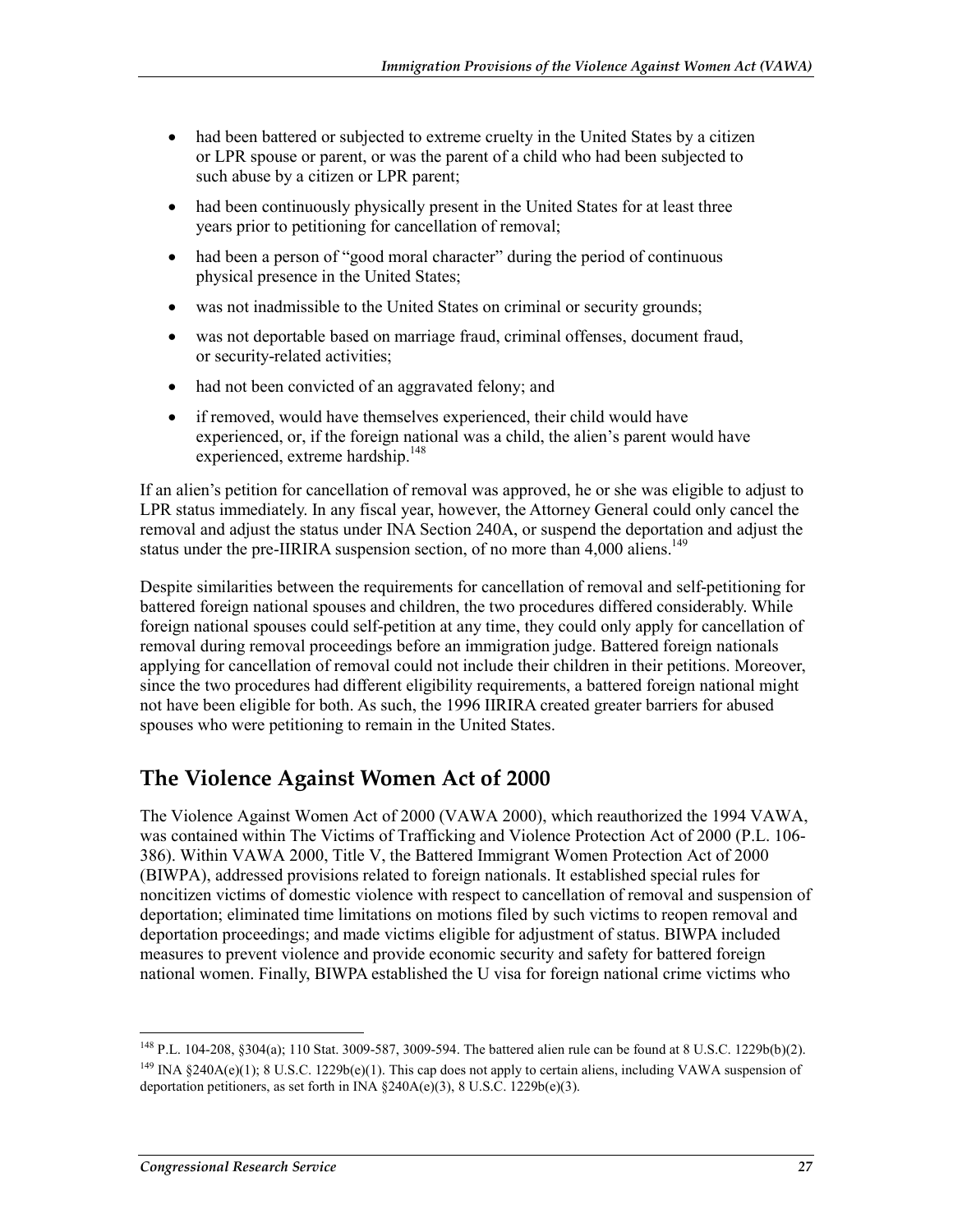- had been battered or subjected to extreme cruelty in the United States by a citizen or LPR spouse or parent, or was the parent of a child who had been subjected to such abuse by a citizen or LPR parent;
- had been continuously physically present in the United States for at least three years prior to petitioning for cancellation of removal;
- had been a person of "good moral character" during the period of continuous physical presence in the United States;
- was not inadmissible to the United States on criminal or security grounds;
- was not deportable based on marriage fraud, criminal offenses, document fraud, or security-related activities;
- had not been convicted of an aggravated felony; and
- if removed, would have themselves experienced, their child would have experienced, or, if the foreign national was a child, the alien's parent would have experienced, extreme hardship.[148]

If an alien's petition for cancellation of removal was approved, he or she was eligible to adjust to LPR status immediately. In any fiscal year, however, the Attorney General could only cancel the removal and adjust the status under INA Section 240A, or suspend the deportation and adjust the status under the pre-IIRIRA suspension section, of no more than 4,000 aliens.[149]

Despite similarities between the requirements for cancellation of removal and self-petitioning for battered foreign national spouses and children, the two procedures differed considerably. While foreign national spouses could self-petition at any time, they could only apply for cancellation of removal during removal proceedings before an immigration judge. Battered foreign nationals applying for cancellation of removal could not include their children in their petitions. Moreover, since the two procedures had different eligibility requirements, a battered foreign national might not have been eligible for both. As such, the 1996 IIRIRA created greater barriers for abused spouses who were petitioning to remain in the United States.

## The Violence Against Women Act of 2000

The Violence Against Women Act of 2000 (VAWA 2000), which reauthorized the 1994 VAWA, was contained within The Victims of Trafficking and Violence Protection Act of 2000 (P.L. 106-386). Within VAWA 2000, Title V, the Battered Immigrant Women Protection Act of 2000 (BIWPA), addressed provisions related to foreign nationals. It established special rules for noncitizen victims of domestic violence with respect to cancellation of removal and suspension of deportation; eliminated time limitations on motions filed by such victims to reopen removal and deportation proceedings; and made victims eligible for adjustment of status. BIWPA included measures to prevent violence and provide economic security and safety for battered foreign national women. Finally, BIWPA established the U visa for foreign national crime victims who

[148] P.L. 104-208, §304(a); 110 Stat. 3009-587, 3009-594. The battered alien rule can be found at 8 U.S.C. 1229b(b)(2).

[149] INA §240A(e)(1); 8 U.S.C. 1229b(e)(1). This cap does not apply to certain aliens, including VAWA suspension of deportation petitioners, as set forth in INA §240A(e)(3), 8 U.S.C. 1229b(e)(3).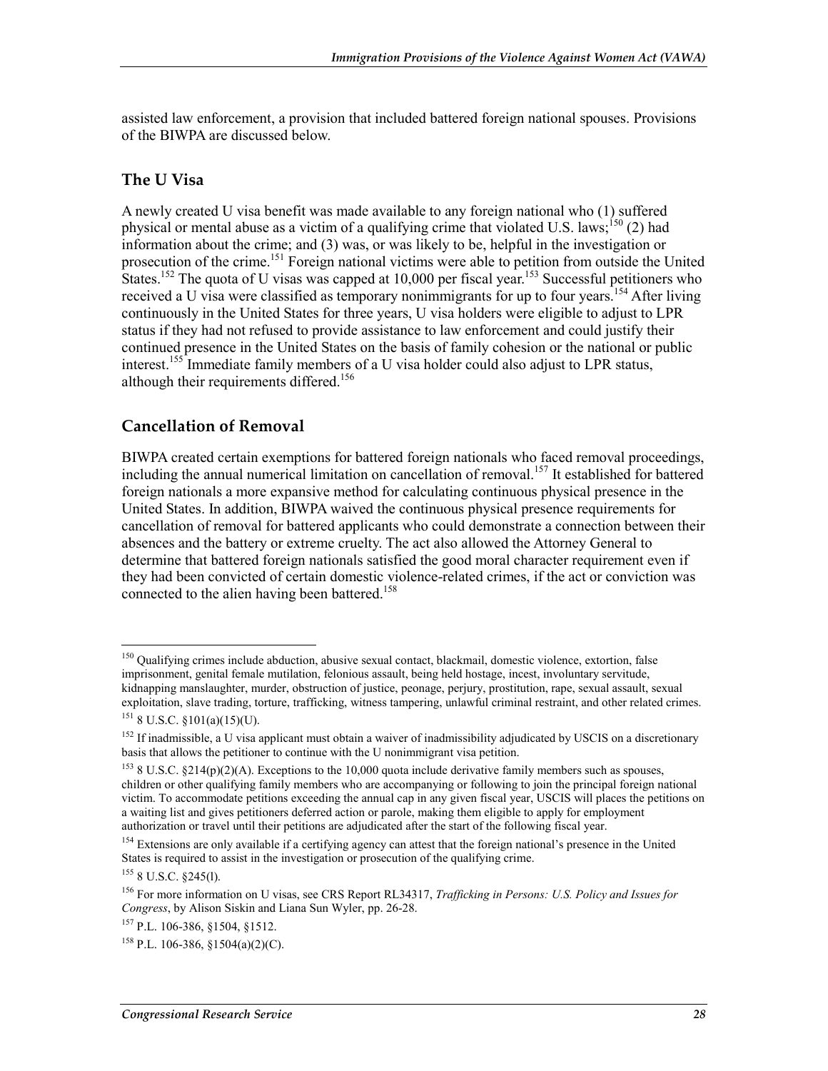assisted law enforcement, a provision that included battered foreign national spouses. Provisions of the BIWPA are discussed below.

## The U Visa

A newly created U visa benefit was made available to any foreign national who (1) suffered physical or mental abuse as a victim of a qualifying crime that violated U.S. laws;[150] (2) had information about the crime; and (3) was, or was likely to be, helpful in the investigation or prosecution of the crime.[151] Foreign national victims were able to petition from outside the United States.[152] The quota of U visas was capped at 10,000 per fiscal year.[153] Successful petitioners who received a U visa were classified as temporary nonimmigrants for up to four years.[154] After living continuously in the United States for three years, U visa holders were eligible to adjust to LPR status if they had not refused to provide assistance to law enforcement and could justify their continued presence in the United States on the basis of family cohesion or the national or public interest.[155] Immediate family members of a U visa holder could also adjust to LPR status, although their requirements differed.[156]

## Cancellation of Removal

BIWPA created certain exemptions for battered foreign nationals who faced removal proceedings, including the annual numerical limitation on cancellation of removal.[157] It established for battered foreign nationals a more expansive method for calculating continuous physical presence in the United States. In addition, BIWPA waived the continuous physical presence requirements for cancellation of removal for battered applicants who could demonstrate a connection between their absences and the battery or extreme cruelty. The act also allowed the Attorney General to determine that battered foreign nationals satisfied the good moral character requirement even if they had been convicted of certain domestic violence-related crimes, if the act or conviction was connected to the alien having been battered.[158]

---

[150] Qualifying crimes include abduction, abusive sexual contact, blackmail, domestic violence, extortion, false imprisonment, genital female mutilation, felonious assault, being held hostage, incest, involuntary servitude, kidnapping manslaughter, murder, obstruction of justice, peonage, perjury, prostitution, rape, sexual assault, sexual exploitation, slave trading, torture, trafficking, witness tampering, unlawful criminal restraint, and other related crimes.

[151] 8 U.S.C. §101(a)(15)(U).

[152] If inadmissible, a U visa applicant must obtain a waiver of inadmissibility adjudicated by USCIS on a discretionary basis that allows the petitioner to continue with the U nonimmigrant visa petition.

[153] 8 U.S.C. §214(p)(2)(A). Exceptions to the 10,000 quota include derivative family members such as spouses, children or other qualifying family members who are accompanying or following to join the principal foreign national victim. To accommodate petitions exceeding the annual cap in any given fiscal year, USCIS will places the petitions on a waiting list and gives petitioners deferred action or parole, making them eligible to apply for employment authorization or travel until their petitions are adjudicated after the start of the following fiscal year.

[154] Extensions are only available if a certifying agency can attest that the foreign national's presence in the United States is required to assist in the investigation or prosecution of the qualifying crime.

[155] 8 U.S.C. §245(l).

[156] For more information on U visas, see CRS Report RL34317, *Trafficking in Persons: U.S. Policy and Issues for Congress*, by Alison Siskin and Liana Sun Wyler, pp. 26-28.

[157] P.L. 106-386, §1504, §1512.

[158] P.L. 106-386, §1504(a)(2)(C).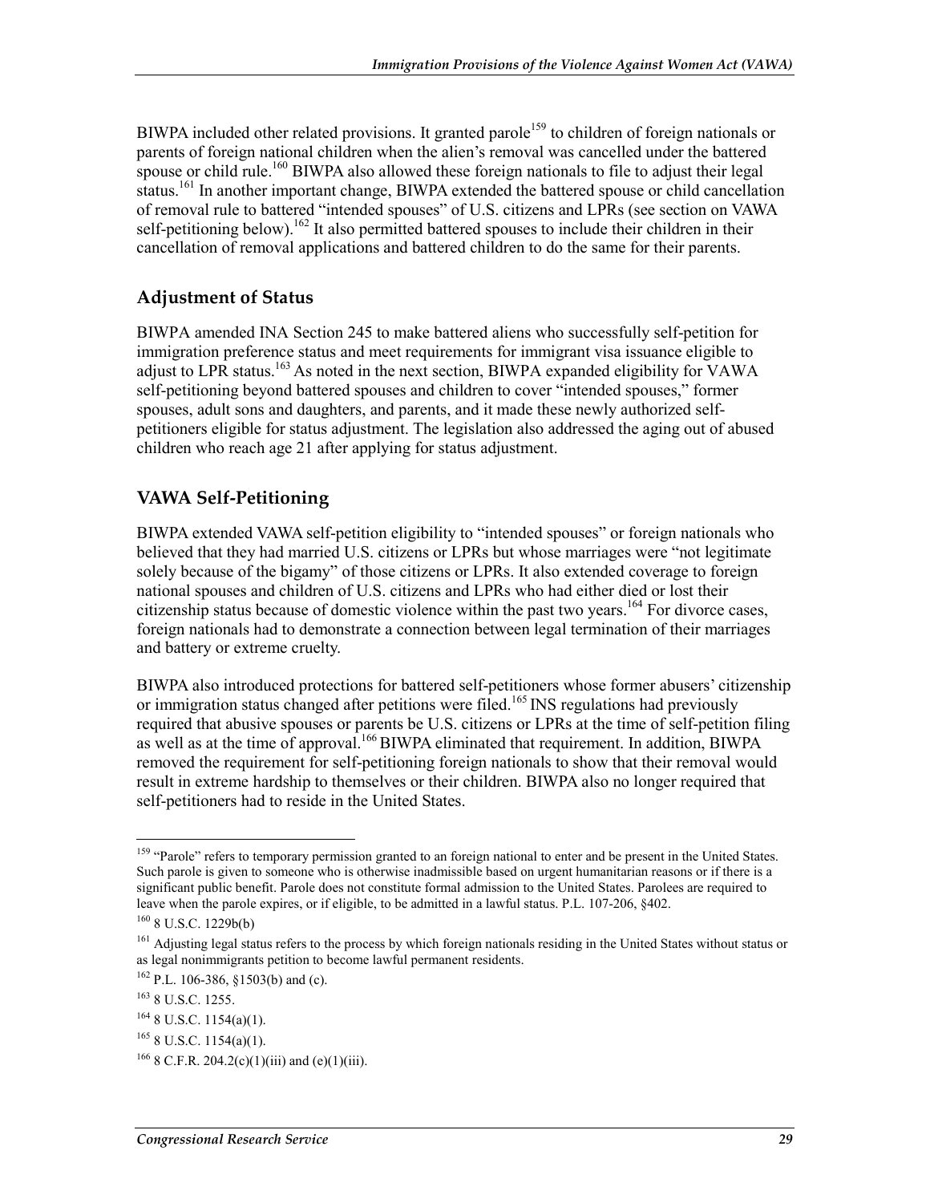BIWPA included other related provisions. It granted parole[159] to children of foreign nationals or parents of foreign national children when the alien's removal was cancelled under the battered spouse or child rule.[160] BIWPA also allowed these foreign nationals to file to adjust their legal status.[161] In another important change, BIWPA extended the battered spouse or child cancellation of removal rule to battered "intended spouses" of U.S. citizens and LPRs (see section on VAWA self-petitioning below).[162] It also permitted battered spouses to include their children in their cancellation of removal applications and battered children to do the same for their parents.

### Adjustment of Status

BIWPA amended INA Section 245 to make battered aliens who successfully self-petition for immigration preference status and meet requirements for immigrant visa issuance eligible to adjust to LPR status.[163] As noted in the next section, BIWPA expanded eligibility for VAWA self-petitioning beyond battered spouses and children to cover "intended spouses," former spouses, adult sons and daughters, and parents, and it made these newly authorized self-petitioners eligible for status adjustment. The legislation also addressed the aging out of abused children who reach age 21 after applying for status adjustment.

### VAWA Self-Petitioning

BIWPA extended VAWA self-petition eligibility to "intended spouses" or foreign nationals who believed that they had married U.S. citizens or LPRs but whose marriages were "not legitimate solely because of the bigamy" of those citizens or LPRs. It also extended coverage to foreign national spouses and children of U.S. citizens and LPRs who had either died or lost their citizenship status because of domestic violence within the past two years.[164] For divorce cases, foreign nationals had to demonstrate a connection between legal termination of their marriages and battery or extreme cruelty.

BIWPA also introduced protections for battered self-petitioners whose former abusers' citizenship or immigration status changed after petitions were filed.[165] INS regulations had previously required that abusive spouses or parents be U.S. citizens or LPRs at the time of self-petition filing as well as at the time of approval.[166] BIWPA eliminated that requirement. In addition, BIWPA removed the requirement for self-petitioning foreign nationals to show that their removal would result in extreme hardship to themselves or their children. BIWPA also no longer required that self-petitioners had to reside in the United States.

---

[159] "Parole" refers to temporary permission granted to an foreign national to enter and be present in the United States. Such parole is given to someone who is otherwise inadmissible based on urgent humanitarian reasons or if there is a significant public benefit. Parole does not constitute formal admission to the United States. Parolees are required to leave when the parole expires, or if eligible, to be admitted in a lawful status. P.L. 107-206, §402.

[160] 8 U.S.C. 1229b(b)

[161] Adjusting legal status refers to the process by which foreign nationals residing in the United States without status or as legal nonimmigrants petition to become lawful permanent residents.

[162] P.L. 106-386, §1503(b) and (c).

[163] 8 U.S.C. 1255.

[164] 8 U.S.C. 1154(a)(1).

[165] 8 U.S.C. 1154(a)(1).

[166] 8 C.F.R. 204.2(c)(1)(iii) and (e)(1)(iii).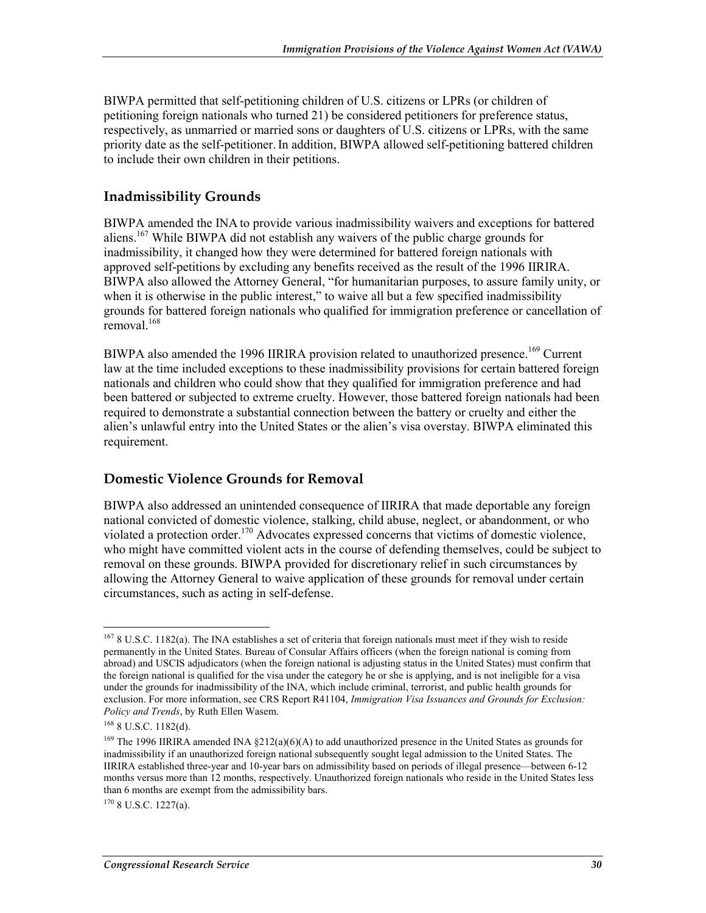BIWPA permitted that self-petitioning children of U.S. citizens or LPRs (or children of petitioning foreign nationals who turned 21) be considered petitioners for preference status, respectively, as unmarried or married sons or daughters of U.S. citizens or LPRs, with the same priority date as the self-petitioner. In addition, BIWPA allowed self-petitioning battered children to include their own children in their petitions.

### Inadmissibility Grounds

BIWPA amended the INA to provide various inadmissibility waivers and exceptions for battered aliens.[167] While BIWPA did not establish any waivers of the public charge grounds for inadmissibility, it changed how they were determined for battered foreign nationals with approved self-petitions by excluding any benefits received as the result of the 1996 IIRIRA. BIWPA also allowed the Attorney General, "for humanitarian purposes, to assure family unity, or when it is otherwise in the public interest," to waive all but a few specified inadmissibility grounds for battered foreign nationals who qualified for immigration preference or cancellation of removal.[168]

BIWPA also amended the 1996 IIRIRA provision related to unauthorized presence.[169] Current law at the time included exceptions to these inadmissibility provisions for certain battered foreign nationals and children who could show that they qualified for immigration preference and had been battered or subjected to extreme cruelty. However, those battered foreign nationals had been required to demonstrate a substantial connection between the battery or cruelty and either the alien's unlawful entry into the United States or the alien's visa overstay. BIWPA eliminated this requirement.

### Domestic Violence Grounds for Removal

BIWPA also addressed an unintended consequence of IIRIRA that made deportable any foreign national convicted of domestic violence, stalking, child abuse, neglect, or abandonment, or who violated a protection order.[170] Advocates expressed concerns that victims of domestic violence, who might have committed violent acts in the course of defending themselves, could be subject to removal on these grounds. BIWPA provided for discretionary relief in such circumstances by allowing the Attorney General to waive application of these grounds for removal under certain circumstances, such as acting in self-defense.

---

[167] 8 U.S.C. 1182(a). The INA establishes a set of criteria that foreign nationals must meet if they wish to reside permanently in the United States. Bureau of Consular Affairs officers (when the foreign national is coming from abroad) and USCIS adjudicators (when the foreign national is adjusting status in the United States) must confirm that the foreign national is qualified for the visa under the category he or she is applying, and is not ineligible for a visa under the grounds for inadmissibility of the INA, which include criminal, terrorist, and public health grounds for exclusion. For more information, see CRS Report R41104, *Immigration Visa Issuances and Grounds for Exclusion: Policy and Trends*, by Ruth Ellen Wasem.

[168] 8 U.S.C. 1182(d).

[169] The 1996 IIRIRA amended INA §212(a)(6)(A) to add unauthorized presence in the United States as grounds for inadmissibility if an unauthorized foreign national subsequently sought legal admission to the United States. The IIRIRA established three-year and 10-year bars on admissibility based on periods of illegal presence—between 6-12 months versus more than 12 months, respectively. Unauthorized foreign nationals who reside in the United States less than 6 months are exempt from the admissibility bars.

[170] 8 U.S.C. 1227(a).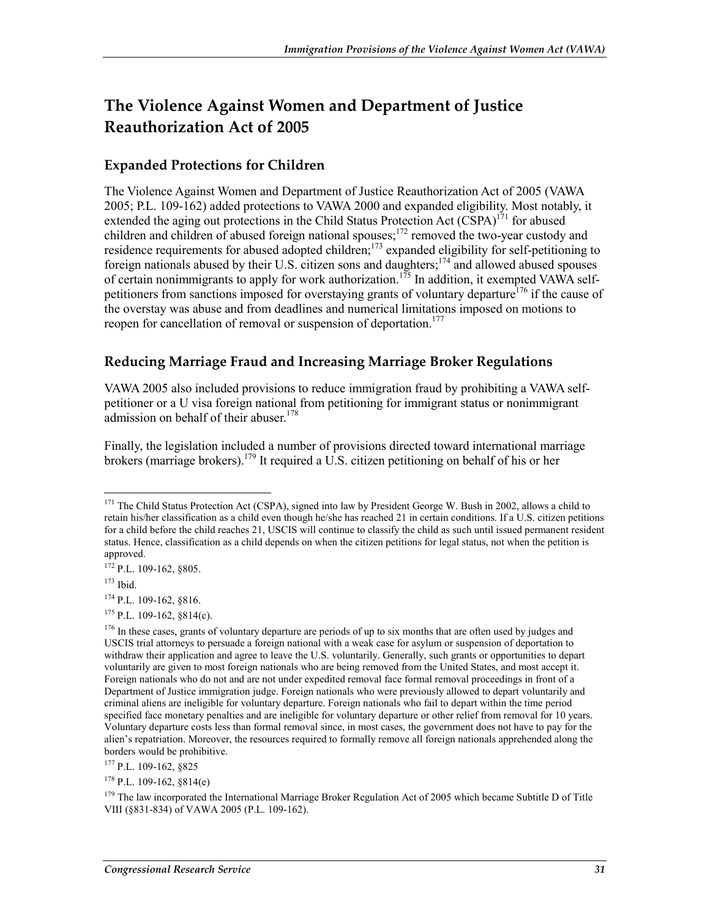## The Violence Against Women and Department of Justice Reauthorization Act of 2005

### Expanded Protections for Children

The Violence Against Women and Department of Justice Reauthorization Act of 2005 (VAWA 2005; P.L. 109-162) added protections to VAWA 2000 and expanded eligibility. Most notably, it extended the aging out protections in the Child Status Protection Act (CSPA)[171] for abused children and children of abused foreign national spouses;[172] removed the two-year custody and residence requirements for abused adopted children;[173] expanded eligibility for self-petitioning to foreign nationals abused by their U.S. citizen sons and daughters;[174] and allowed abused spouses of certain nonimmigrants to apply for work authorization.[175] In addition, it exempted VAWA self-petitioners from sanctions imposed for overstaying grants of voluntary departure[176] if the cause of the overstay was abuse and from deadlines and numerical limitations imposed on motions to reopen for cancellation of removal or suspension of deportation.[177]

### Reducing Marriage Fraud and Increasing Marriage Broker Regulations

VAWA 2005 also included provisions to reduce immigration fraud by prohibiting a VAWA self-petitioner or a U visa foreign national from petitioning for immigrant status or nonimmigrant admission on behalf of their abuser.[178]

Finally, the legislation included a number of provisions directed toward international marriage brokers (marriage brokers).[179] It required a U.S. citizen petitioning on behalf of his or her

---

[171] The Child Status Protection Act (CSPA), signed into law by President George W. Bush in 2002, allows a child to retain his/her classification as a child even though he/she has reached 21 in certain conditions. If a U.S. citizen petitions for a child before the child reaches 21, USCIS will continue to classify the child as such until issued permanent resident status. Hence, classification as a child depends on when the citizen petitions for legal status, not when the petition is approved.

[172] P.L. 109-162, §805.

[173] Ibid.

[174] P.L. 109-162, §816.

[175] P.L. 109-162, §814(c).

[176] In these cases, grants of voluntary departure are periods of up to six months that are often used by judges and USCIS trial attorneys to persuade a foreign national with a weak case for asylum or suspension of deportation to withdraw their application and agree to leave the U.S. voluntarily. Generally, such grants or opportunities to depart voluntarily are given to most foreign nationals who are being removed from the United States, and most accept it. Foreign nationals who do not and are not under expedited removal face formal removal proceedings in front of a Department of Justice immigration judge. Foreign nationals who were previously allowed to depart voluntarily and criminal aliens are ineligible for voluntary departure. Foreign nationals who fail to depart within the time period specified face monetary penalties and are ineligible for voluntary departure or other relief from removal for 10 years. Voluntary departure costs less than formal removal since, in most cases, the government does not have to pay for the alien's repatriation. Moreover, the resources required to formally remove all foreign nationals apprehended along the borders would be prohibitive.

[177] P.L. 109-162, §825

[178] P.L. 109-162, §814(e)

[179] The law incorporated the International Marriage Broker Regulation Act of 2005 which became Subtitle D of Title VIII (§831-834) of VAWA 2005 (P.L. 109-162).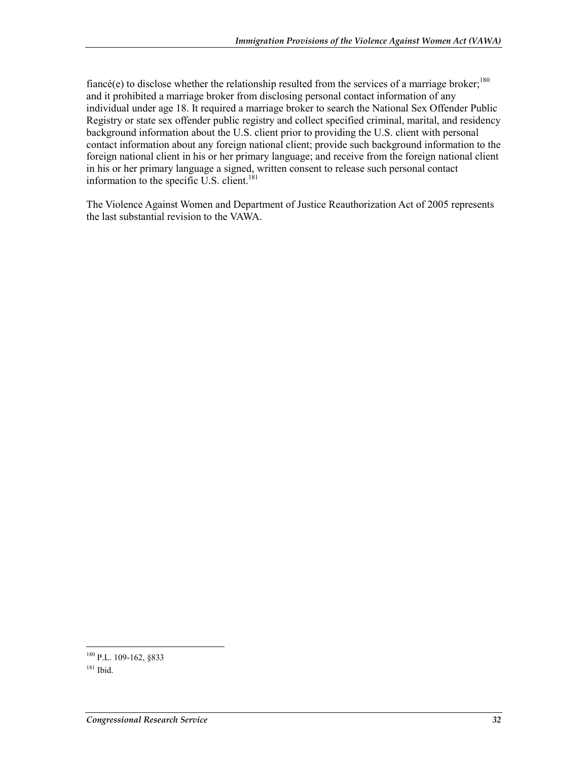fiancé(e) to disclose whether the relationship resulted from the services of a marriage broker;[180] and it prohibited a marriage broker from disclosing personal contact information of any individual under age 18. It required a marriage broker to search the National Sex Offender Public Registry or state sex offender public registry and collect specified criminal, marital, and residency background information about the U.S. client prior to providing the U.S. client with personal contact information about any foreign national client; provide such background information to the foreign national client in his or her primary language; and receive from the foreign national client in his or her primary language a signed, written consent to release such personal contact information to the specific U.S. client.[181]

The Violence Against Women and Department of Justice Reauthorization Act of 2005 represents the last substantial revision to the VAWA.

---

[180] P.L. 109-162, §833

[181] Ibid.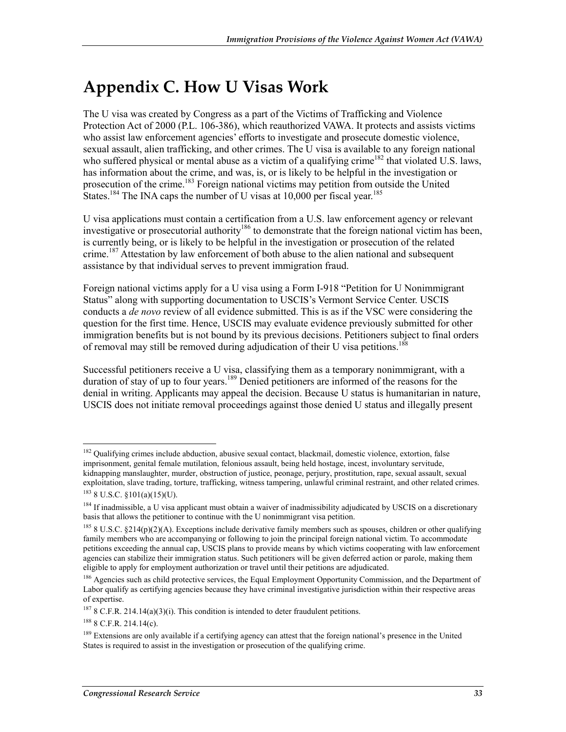# Appendix C. How U Visas Work

The U visa was created by Congress as a part of the Victims of Trafficking and Violence Protection Act of 2000 (P.L. 106-386), which reauthorized VAWA. It protects and assists victims who assist law enforcement agencies' efforts to investigate and prosecute domestic violence, sexual assault, alien trafficking, and other crimes. The U visa is available to any foreign national who suffered physical or mental abuse as a victim of a qualifying crime[182] that violated U.S. laws, has information about the crime, and was, is, or is likely to be helpful in the investigation or prosecution of the crime.[183] Foreign national victims may petition from outside the United States.[184] The INA caps the number of U visas at 10,000 per fiscal year.[185]

U visa applications must contain a certification from a U.S. law enforcement agency or relevant investigative or prosecutorial authority[186] to demonstrate that the foreign national victim has been, is currently being, or is likely to be helpful in the investigation or prosecution of the related crime.[187] Attestation by law enforcement of both abuse to the alien national and subsequent assistance by that individual serves to prevent immigration fraud.

Foreign national victims apply for a U visa using a Form I-918 "Petition for U Nonimmigrant Status" along with supporting documentation to USCIS's Vermont Service Center. USCIS conducts a *de novo* review of all evidence submitted. This is as if the VSC were considering the question for the first time. Hence, USCIS may evaluate evidence previously submitted for other immigration benefits but is not bound by its previous decisions. Petitioners subject to final orders of removal may still be removed during adjudication of their U visa petitions.[188]

Successful petitioners receive a U visa, classifying them as a temporary nonimmigrant, with a duration of stay of up to four years.[189] Denied petitioners are informed of the reasons for the denial in writing. Applicants may appeal the decision. Because U status is humanitarian in nature, USCIS does not initiate removal proceedings against those denied U status and illegally present

---

[182] Qualifying crimes include abduction, abusive sexual contact, blackmail, domestic violence, extortion, false imprisonment, genital female mutilation, felonious assault, being held hostage, incest, involuntary servitude, kidnapping manslaughter, murder, obstruction of justice, peonage, perjury, prostitution, rape, sexual assault, sexual exploitation, slave trading, torture, trafficking, witness tampering, unlawful criminal restraint, and other related crimes.

[183] 8 U.S.C. §101(a)(15)(U).

[184] If inadmissible, a U visa applicant must obtain a waiver of inadmissibility adjudicated by USCIS on a discretionary basis that allows the petitioner to continue with the U nonimmigrant visa petition.

[185] 8 U.S.C. §214(p)(2)(A). Exceptions include derivative family members such as spouses, children or other qualifying family members who are accompanying or following to join the principal foreign national victim. To accommodate petitions exceeding the annual cap, USCIS plans to provide means by which victims cooperating with law enforcement agencies can stabilize their immigration status. Such petitioners will be given deferred action or parole, making them eligible to apply for employment authorization or travel until their petitions are adjudicated.

[186] Agencies such as child protective services, the Equal Employment Opportunity Commission, and the Department of Labor qualify as certifying agencies because they have criminal investigative jurisdiction within their respective areas of expertise.

[187] 8 C.F.R. 214.14(a)(3)(i). This condition is intended to deter fraudulent petitions.

[188] 8 C.F.R. 214.14(c).

[189] Extensions are only available if a certifying agency can attest that the foreign national's presence in the United States is required to assist in the investigation or prosecution of the qualifying crime.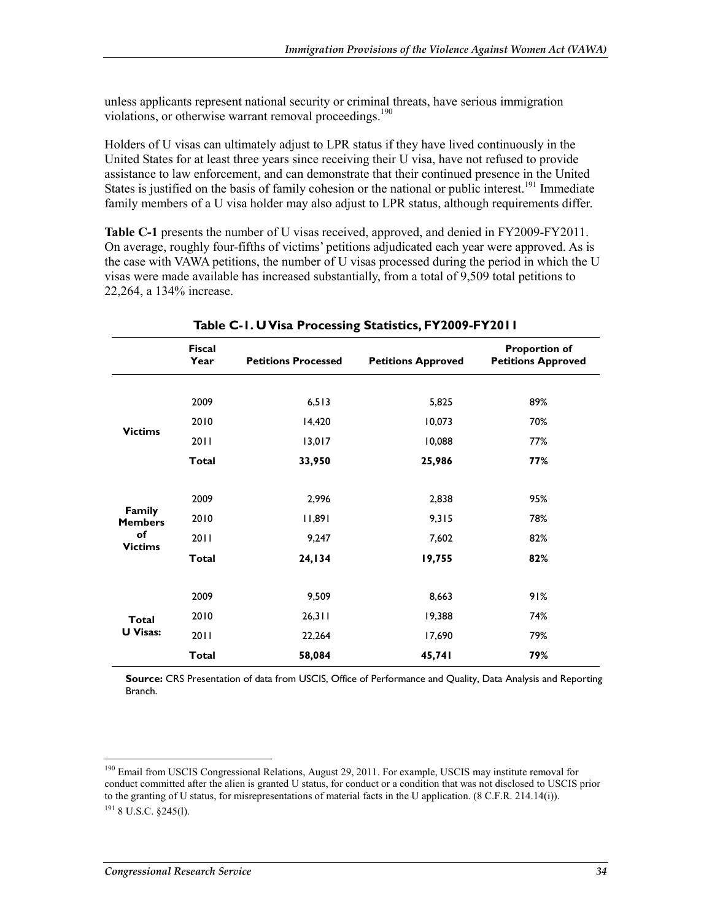unless applicants represent national security or criminal threats, have serious immigration violations, or otherwise warrant removal proceedings.[190]

Holders of U visas can ultimately adjust to LPR status if they have lived continuously in the United States for at least three years since receiving their U visa, have not refused to provide assistance to law enforcement, and can demonstrate that their continued presence in the United States is justified on the basis of family cohesion or the national or public interest.[191] Immediate family members of a U visa holder may also adjust to LPR status, although requirements differ.

**Table C-1** presents the number of U visas received, approved, and denied in FY2009-FY2011. On average, roughly four-fifths of victims' petitions adjudicated each year were approved. As is the case with VAWA petitions, the number of U visas processed during the period in which the U visas were made available has increased substantially, from a total of 9,509 total petitions to 22,264, a 134% increase.

**Table C-1. U Visa Processing Statistics, FY2009-FY2011**

| | Fiscal Year | Petitions Processed | Petitions Approved | Proportion of Petitions Approved |
|---|---|---|---|---|
| Victims | 2009 | 6,513 | 5,825 | 89% |
| | 2010 | 14,420 | 10,073 | 70% |
| | 2011 | 13,017 | 10,088 | 77% |
| | **Total** | **33,950** | **25,986** | **77%** |
| Family Members of Victims | 2009 | 2,996 | 2,838 | 95% |
| | 2010 | 11,891 | 9,315 | 78% |
| | 2011 | 9,247 | 7,602 | 82% |
| | **Total** | **24,134** | **19,755** | **82%** |
| Total U Visas: | 2009 | 9,509 | 8,663 | 91% |
| | 2010 | 26,311 | 19,388 | 74% |
| | 2011 | 22,264 | 17,690 | 79% |
| | **Total** | **58,084** | **45,741** | **79%** |

**Source:** CRS Presentation of data from USCIS, Office of Performance and Quality, Data Analysis and Reporting Branch.

---

[190] Email from USCIS Congressional Relations, August 29, 2011. For example, USCIS may institute removal for conduct committed after the alien is granted U status, for conduct or a condition that was not disclosed to USCIS prior to the granting of U status, for misrepresentations of material facts in the U application. (8 C.F.R. 214.14(i)).

[191] 8 U.S.C. §245(l).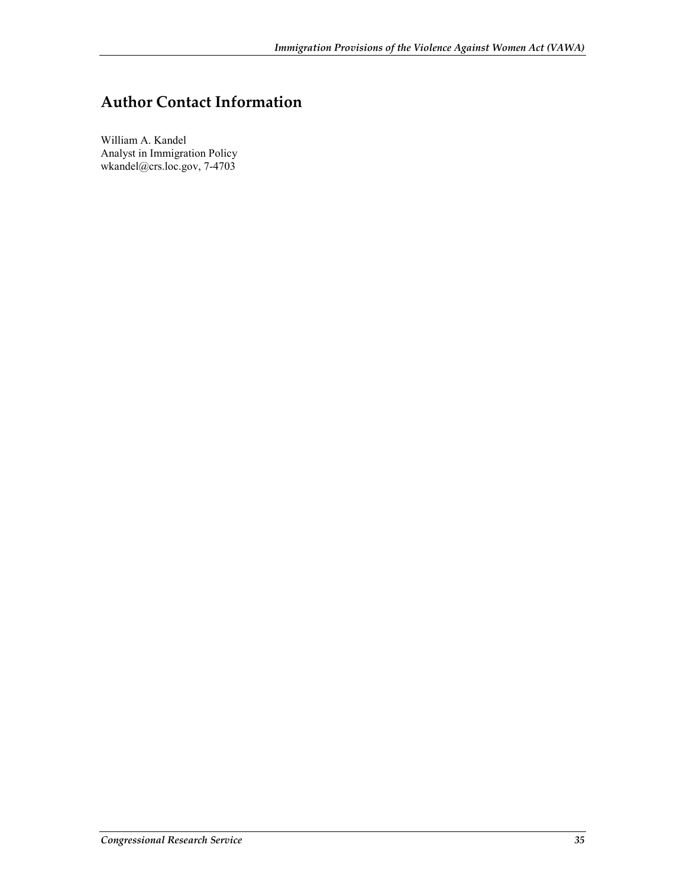## Author Contact Information

William A. Kandel
Analyst in Immigration Policy
wkandel@crs.loc.gov, 7-4703